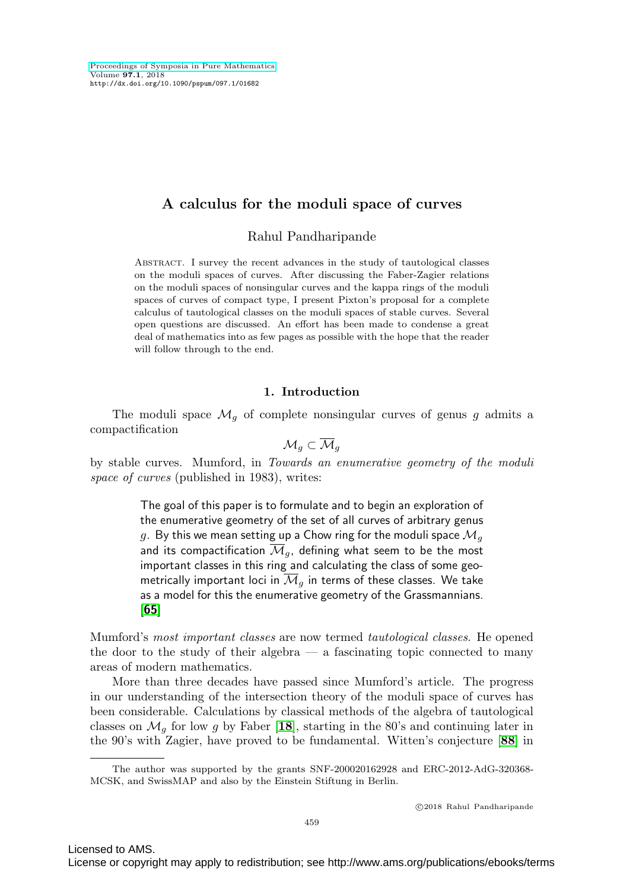# A calculus for the moduli space of curves

Rahul Pandharipande

Abstract. I survey the recent advances in the study of tautological classes on the moduli spaces of curves. After discussing the Faber-Zagier relations on the moduli spaces of nonsingular curves and the kappa rings of the moduli spaces of curves of compact type, I present Pixton's proposal for a complete calculus of tautological classes on the moduli spaces of stable curves. Several open questions are discussed. An effort has been made to condense a great deal of mathematics into as few pages as possible with the hope that the reader will follow through to the end.

## 1. Introduction

The moduli space $\mathcal{M}_g$ of complete nonsingular curves of genus $g$ admits a compactification

$$\mathcal{M}_g \subset \overline{\mathcal{M}}_g$$

by stable curves. Mumford, in *Towards an enumerative geometry of the moduli space of curves* (published in 1983), writes:

> The goal of this paper is to formulate and to begin an exploration of the enumerative geometry of the set of all curves of arbitrary genus $g$. By this we mean setting up a Chow ring for the moduli space $\mathcal{M}_g$ and its compactification $\overline{\mathcal{M}}_g$, defining what seem to be the most important classes in this ring and calculating the class of some geometrically important loci in $\overline{\mathcal{M}}_g$ in terms of these classes. We take as a model for this the enumerative geometry of the Grassmannians. [**65**]

Mumford's *most important classes* are now termed *tautological classes*. He opened the door to the study of their algebra — a fascinating topic connected to many areas of modern mathematics.

More than three decades have passed since Mumford's article. The progress in our understanding of the intersection theory of the moduli space of curves has been considerable. Calculations by classical methods of the algebra of tautological classes on $\mathcal{M}_g$ for low $g$ by Faber [**18**], starting in the 80's and continuing later in the 90's with Zagier, have proved to be fundamental. Witten's conjecture [**88**] in

The author was supported by the grants SNF-200020162928 and ERC-2012-AdG-320368-MCSK, and SwissMAP and also by the Einstein Stiftung in Berlin.

©2018 Rahul Pandharipande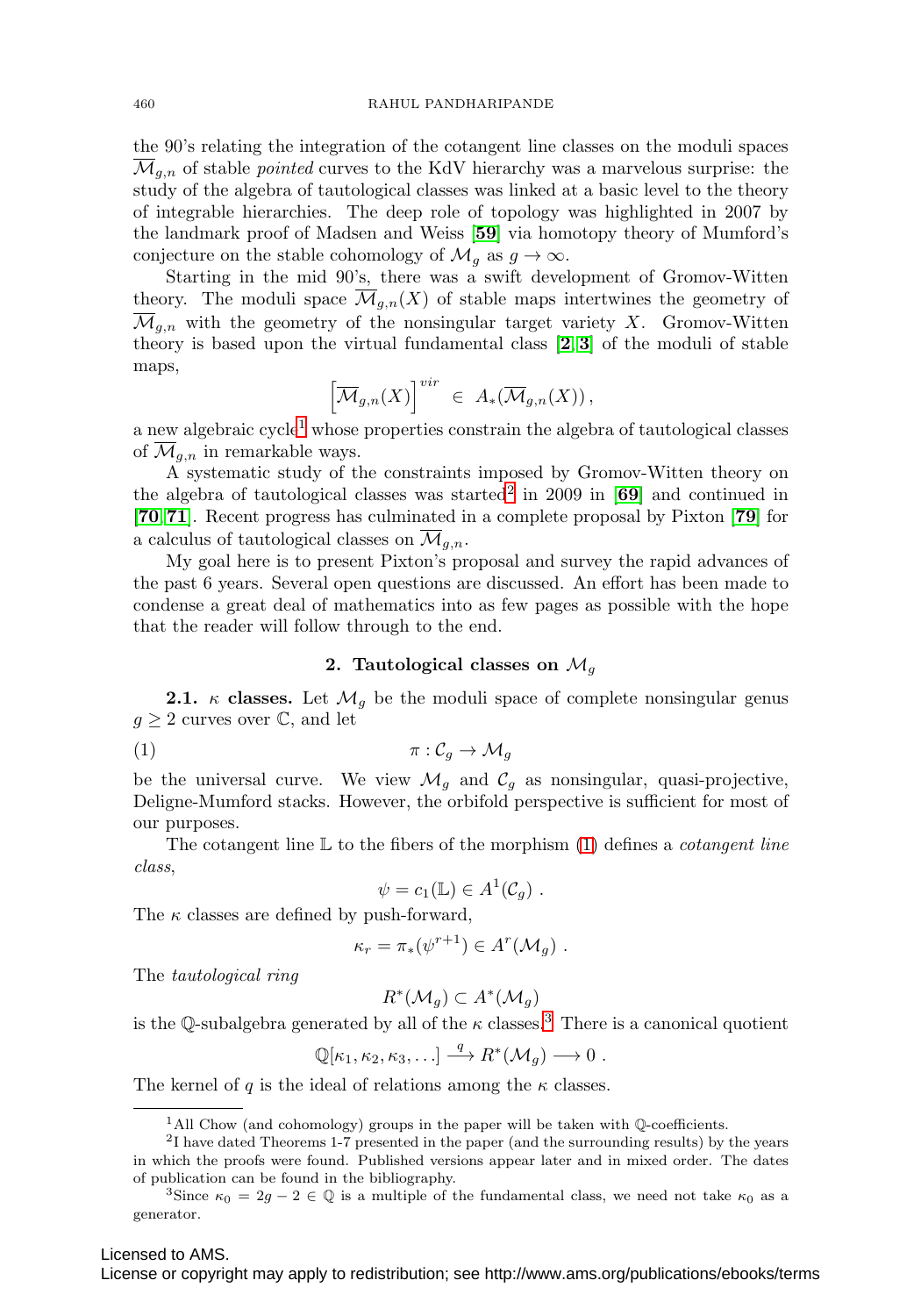the 90's relating the integration of the cotangent line classes on the moduli spaces $\overline{\mathcal{M}}_{g,n}$ of stable *pointed* curves to the KdV hierarchy was a marvelous surprise: the study of the algebra of tautological classes was linked at a basic level to the theory of integrable hierarchies. The deep role of topology was highlighted in 2007 by the landmark proof of Madsen and Weiss [**59**] via homotopy theory of Mumford's conjecture on the stable cohomology of $\mathcal{M}_g$ as $g \to \infty$.

Starting in the mid 90's, there was a swift development of Gromov-Witten theory. The moduli space $\overline{\mathcal{M}}_{g,n}(X)$ of stable maps intertwines the geometry of $\overline{\mathcal{M}}_{g,n}$ with the geometry of the nonsingular target variety $X$. Gromov-Witten theory is based upon the virtual fundamental class [**2**, **3**] of the moduli of stable maps,

$$\left[\overline{\mathcal{M}}_{g,n}(X)\right]^{vir} \in A_*(\overline{\mathcal{M}}_{g,n}(X)),$$

a new algebraic cycle[1] whose properties constrain the algebra of tautological classes of $\overline{\mathcal{M}}_{g,n}$ in remarkable ways.

A systematic study of the constraints imposed by Gromov-Witten theory on the algebra of tautological classes was started[2] in 2009 in [**69**] and continued in [**70**, **71**]. Recent progress has culminated in a complete proposal by Pixton [**79**] for a calculus of tautological classes on $\overline{\mathcal{M}}_{g,n}$.

My goal here is to present Pixton's proposal and survey the rapid advances of the past 6 years. Several open questions are discussed. An effort has been made to condense a great deal of mathematics into as few pages as possible with the hope that the reader will follow through to the end.

## 2. Tautological classes on $\mathcal{M}_g$

**2.1.** $\kappa$ **classes.** Let $\mathcal{M}_g$ be the moduli space of complete nonsingular genus $g \geq 2$ curves over $\mathbb{C}$, and let

$$\pi : \mathcal{C}_g \to \mathcal{M}_g \tag{1}$$

be the universal curve. We view $\mathcal{M}_g$ and $\mathcal{C}_g$ as nonsingular, quasi-projective, Deligne-Mumford stacks. However, the orbifold perspective is sufficient for most of our purposes.

The cotangent line $\mathbb{L}$ to the fibers of the morphism (1) defines a *cotangent line class*,

$$\psi = c_1(\mathbb{L}) \in A^1(\mathcal{C}_g) .$$

The $\kappa$ classes are defined by push-forward,

$$\kappa_r = \pi_*(\psi^{r+1}) \in A^r(\mathcal{M}_g) .$$

The *tautological ring*

$$R^*(\mathcal{M}_g) \subset A^*(\mathcal{M}_g)$$

is the $\mathbb{Q}$-subalgebra generated by all of the $\kappa$ classes.[3] There is a canonical quotient

$$\mathbb{Q}[\kappa_1, \kappa_2, \kappa_3, \ldots] \xrightarrow{q} R^*(\mathcal{M}_g) \longrightarrow 0 .$$

The kernel of $q$ is the ideal of relations among the $\kappa$ classes.

---

[1] All Chow (and cohomology) groups in the paper will be taken with $\mathbb{Q}$-coefficients.

[2] I have dated Theorems 1-7 presented in the paper (and the surrounding results) by the years in which the proofs were found. Published versions appear later and in mixed order. The dates of publication can be found in the bibliography.

[3] Since $\kappa_0 = 2g - 2 \in \mathbb{Q}$ is a multiple of the fundamental class, we need not take $\kappa_0$ as a generator.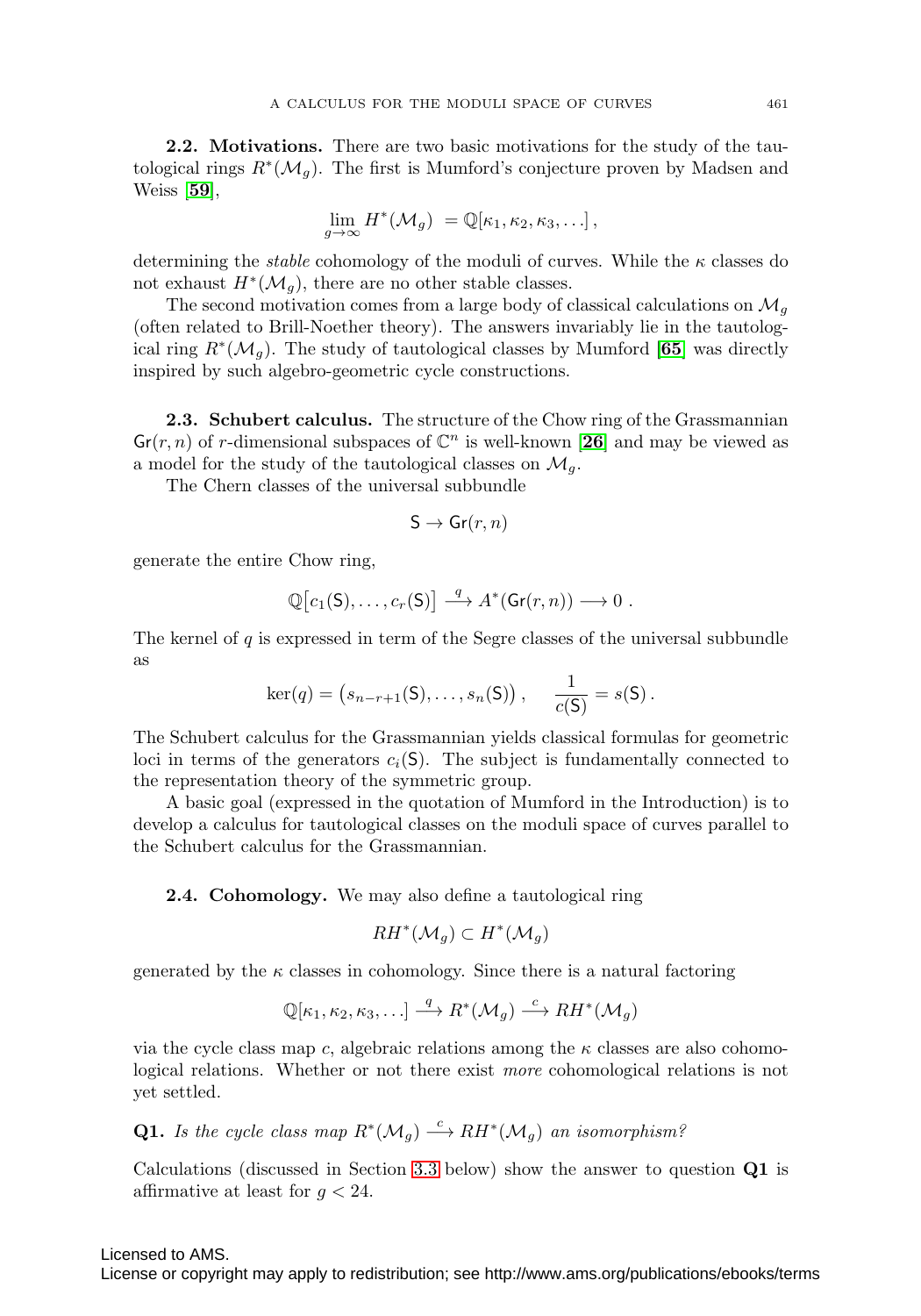**2.2. Motivations.** There are two basic motivations for the study of the tautological rings $R^*(\mathcal{M}_g)$. The first is Mumford's conjecture proven by Madsen and Weiss [**59**],

$$\lim_{g\to\infty} H^*(\mathcal{M}_g) = \mathbb{Q}[\kappa_1, \kappa_2, \kappa_3, \ldots],$$

determining the *stable* cohomology of the moduli of curves. While the $\kappa$ classes do not exhaust $H^*(\mathcal{M}_g)$, there are no other stable classes.

The second motivation comes from a large body of classical calculations on $\mathcal{M}_g$ (often related to Brill-Noether theory). The answers invariably lie in the tautological ring $R^*(\mathcal{M}_g)$. The study of tautological classes by Mumford [**65**] was directly inspired by such algebro-geometric cycle constructions.

**2.3. Schubert calculus.** The structure of the Chow ring of the Grassmannian $\mathsf{Gr}(r,n)$ of $r$-dimensional subspaces of $\mathbb{C}^n$ is well-known [**26**] and may be viewed as a model for the study of the tautological classes on $\mathcal{M}_g$.

The Chern classes of the universal subbundle

$$\mathsf{S} \to \mathsf{Gr}(r,n)$$

generate the entire Chow ring,

$$\mathbb{Q}\big[c_1(\mathsf{S}), \ldots, c_r(\mathsf{S})\big] \xrightarrow{q} A^*(\mathsf{Gr}(r,n)) \longrightarrow 0\ .$$

The kernel of $q$ is expressed in term of the Segre classes of the universal subbundle as

$$\ker(q) = \big(s_{n-r+1}(\mathsf{S}), \ldots, s_n(\mathsf{S})\big)\,, \qquad \frac{1}{c(\mathsf{S})} = s(\mathsf{S})\,.$$

The Schubert calculus for the Grassmannian yields classical formulas for geometric loci in terms of the generators $c_i(\mathsf{S})$. The subject is fundamentally connected to the representation theory of the symmetric group.

A basic goal (expressed in the quotation of Mumford in the Introduction) is to develop a calculus for tautological classes on the moduli space of curves parallel to the Schubert calculus for the Grassmannian.

**2.4. Cohomology.** We may also define a tautological ring

$$RH^*(\mathcal{M}_g) \subset H^*(\mathcal{M}_g)$$

generated by the $\kappa$ classes in cohomology. Since there is a natural factoring

$$\mathbb{Q}[\kappa_1, \kappa_2, \kappa_3, \ldots] \xrightarrow{q} R^*(\mathcal{M}_g) \xrightarrow{c} RH^*(\mathcal{M}_g)$$

via the cycle class map $c$, algebraic relations among the $\kappa$ classes are also cohomological relations. Whether or not there exist *more* cohomological relations is not yet settled.

**Q1.** *Is the cycle class map $R^*(\mathcal{M}_g) \xrightarrow{c} RH^*(\mathcal{M}_g)$ an isomorphism?*

Calculations (discussed in Section 3.3 below) show the answer to question **Q1** is affirmative at least for $g < 24$.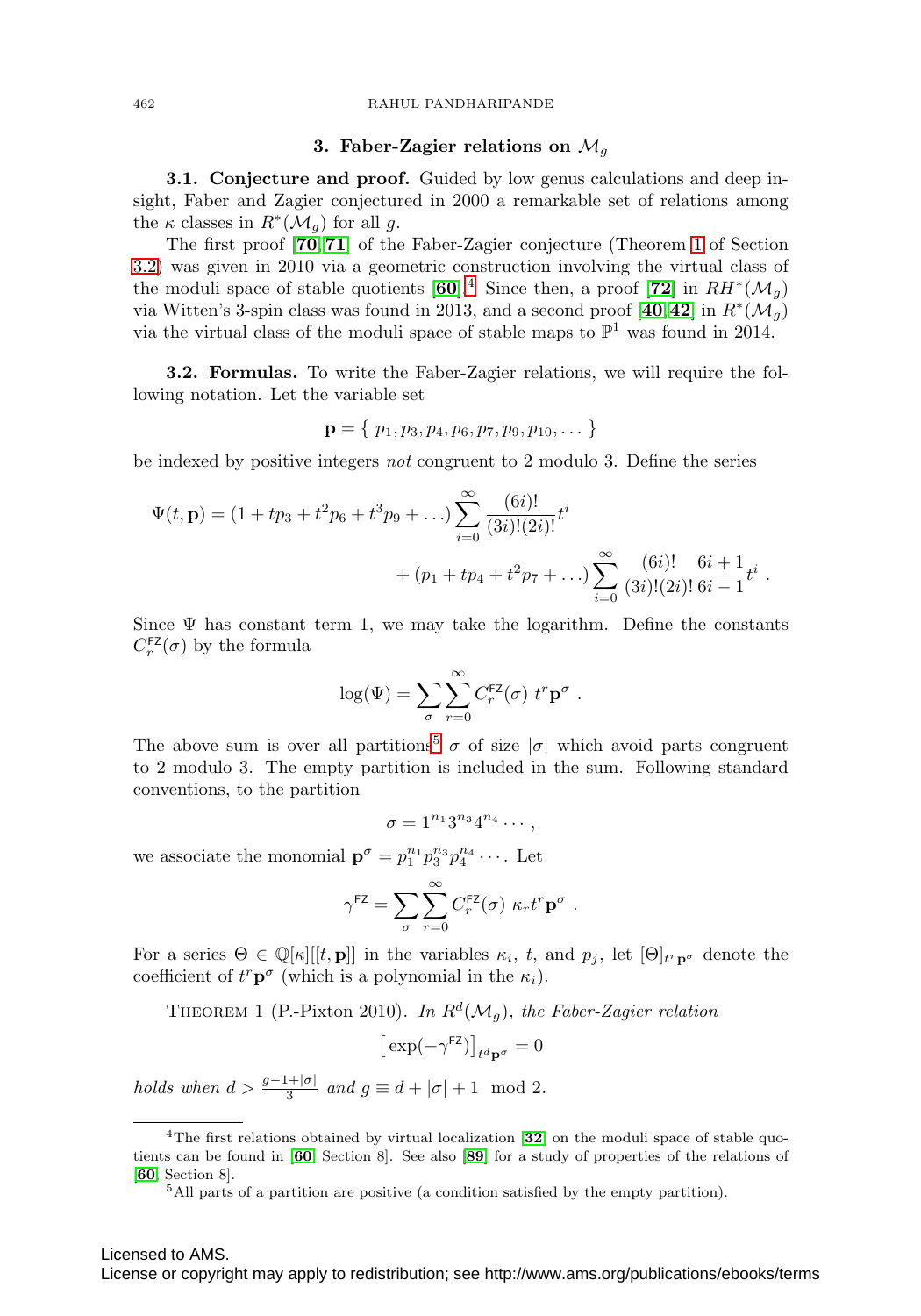## 3. Faber-Zagier relations on $\mathcal{M}_g$

**3.1. Conjecture and proof.** Guided by low genus calculations and deep insight, Faber and Zagier conjectured in 2000 a remarkable set of relations among the $\kappa$ classes in $R^*(\mathcal{M}_g)$ for all $g$.

The first proof [**70**, **71**] of the Faber-Zagier conjecture (Theorem 1 of Section 3.2) was given in 2010 via a geometric construction involving the virtual class of the moduli space of stable quotients [**60**].[4] Since then, a proof [**72**] in $RH^*(\mathcal{M}_g)$ via Witten's 3-spin class was found in 2013, and a second proof [**40**, **42**] in $R^*(\mathcal{M}_g)$ via the virtual class of the moduli space of stable maps to $\mathbb{P}^1$ was found in 2014.

**3.2. Formulas.** To write the Faber-Zagier relations, we will require the following notation. Let the variable set

$$\mathbf{p} = \{\ p_1, p_3, p_4, p_6, p_7, p_9, p_{10}, \dots \ \}$$

be indexed by positive integers *not* congruent to 2 modulo 3. Define the series

$$\Psi(t, \mathbf{p}) = (1 + tp_3 + t^2 p_6 + t^3 p_9 + \dots) \sum_{i=0}^{\infty} \frac{(6i)!}{(3i)!(2i)!} t^i$$
$$+ (p_1 + tp_4 + t^2 p_7 + \dots) \sum_{i=0}^{\infty} \frac{(6i)!}{(3i)!(2i)!} \frac{6i+1}{6i-1} t^i \ .$$

Since $\Psi$ has constant term 1, we may take the logarithm. Define the constants $C_r^{\mathsf{FZ}}(\sigma)$ by the formula

$$\log(\Psi) = \sum_{\sigma} \sum_{r=0}^{\infty} C_r^{\mathsf{FZ}}(\sigma)\ t^r \mathbf{p}^\sigma \ .$$

The above sum is over all partitions[5] $\sigma$ of size $|\sigma|$ which avoid parts congruent to 2 modulo 3. The empty partition is included in the sum. Following standard conventions, to the partition

$$\sigma = 1^{n_1} 3^{n_3} 4^{n_4} \cdots ,$$

we associate the monomial $\mathbf{p}^\sigma = p_1^{n_1} p_3^{n_3} p_4^{n_4} \cdots$. Let

$$\gamma^{\mathsf{FZ}} = \sum_{\sigma} \sum_{r=0}^{\infty} C_r^{\mathsf{FZ}}(\sigma)\ \kappa_r t^r \mathbf{p}^\sigma \ .$$

For a series $\Theta \in \mathbb{Q}[\kappa][[t, \mathbf{p}]]$ in the variables $\kappa_i$, $t$, and $p_j$, let $[\Theta]_{t^r \mathbf{p}^\sigma}$ denote the coefficient of $t^r \mathbf{p}^\sigma$ (which is a polynomial in the $\kappa_i$).

THEOREM 1 (P.-Pixton 2010). *In $R^d(\mathcal{M}_g)$, the Faber-Zagier relation*

$$\big[\exp(-\gamma^{\mathsf{FZ}})\big]_{t^d \mathbf{p}^\sigma} = 0$$

*holds when $d > \frac{g-1+|\sigma|}{3}$ and $g \equiv d + |\sigma| + 1 \mod 2$.*

---

[4] The first relations obtained by virtual localization [**32**] on the moduli space of stable quotients can be found in [**60**, Section 8]. See also [**89**] for a study of properties of the relations of [**60**, Section 8].

[5] All parts of a partition are positive (a condition satisfied by the empty partition).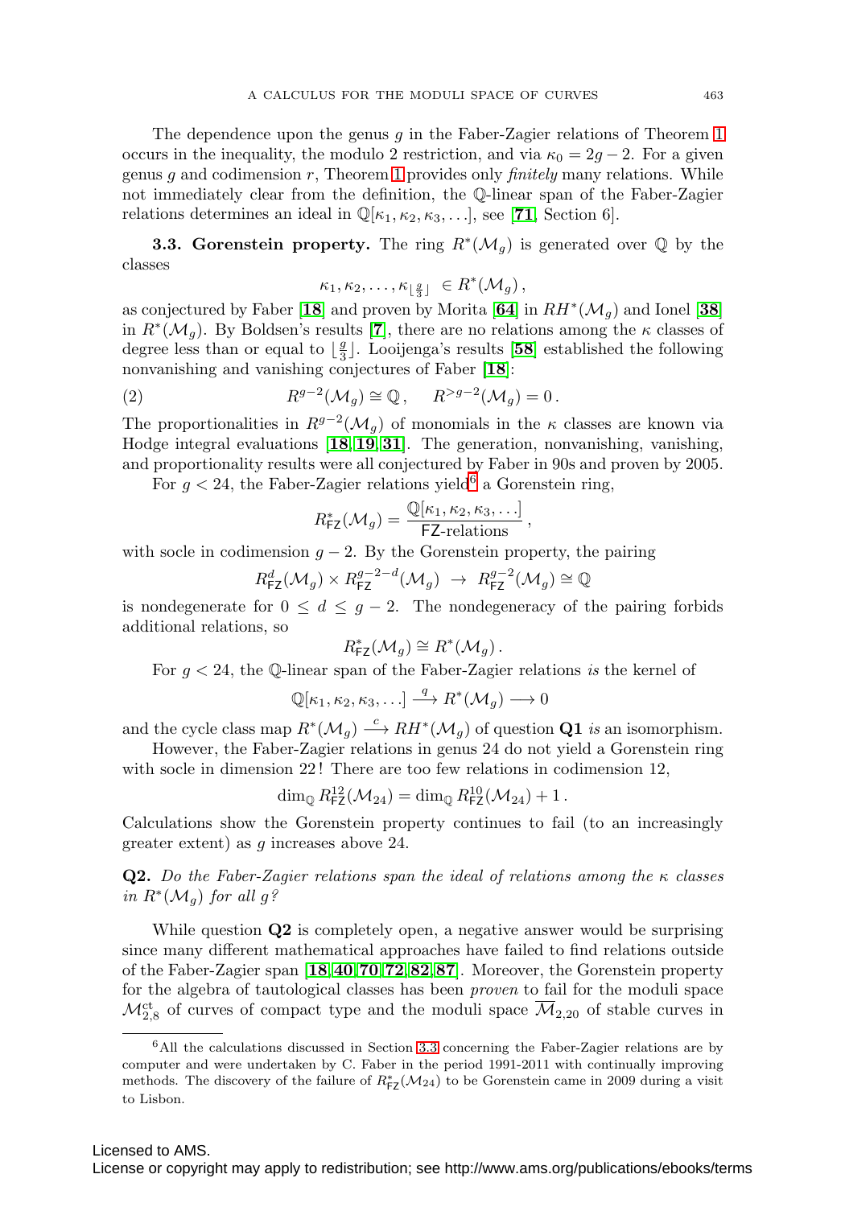The dependence upon the genus $g$ in the Faber-Zagier relations of Theorem 1 occurs in the inequality, the modulo 2 restriction, and via $\kappa_0 = 2g-2$. For a given genus $g$ and codimension $r$, Theorem 1 provides only *finitely* many relations. While not immediately clear from the definition, the $\mathbb{Q}$-linear span of the Faber-Zagier relations determines an ideal in $\mathbb{Q}[\kappa_1, \kappa_2, \kappa_3, \ldots]$, see [**71**, Section 6].

**3.3. Gorenstein property.** The ring $R^*(\mathcal{M}_g)$ is generated over $\mathbb{Q}$ by the classes

$$\kappa_1, \kappa_2, \ldots, \kappa_{\lfloor \frac{g}{3} \rfloor} \in R^*(\mathcal{M}_g)\,,$$

as conjectured by Faber [**18**] and proven by Morita [**64**] in $RH^*(\mathcal{M}_g)$ and Ionel [**38**] in $R^*(\mathcal{M}_g)$. By Boldsen's results [**7**], there are no relations among the $\kappa$ classes of degree less than or equal to $\lfloor \frac{g}{3} \rfloor$. Looijenga's results [**58**] established the following nonvanishing and vanishing conjectures of Faber [**18**]:

$$R^{g-2}(\mathcal{M}_g) \cong \mathbb{Q}\,, \qquad R^{>g-2}(\mathcal{M}_g) = 0\,. \tag{2}$$

The proportionalities in $R^{g-2}(\mathcal{M}_g)$ of monomials in the $\kappa$ classes are known via Hodge integral evaluations [**18**, **19**, **31**]. The generation, nonvanishing, vanishing, and proportionality results were all conjectured by Faber in 90s and proven by 2005.

For $g < 24$, the Faber-Zagier relations yield[6] a Gorenstein ring,

$$R^*_{\mathsf{FZ}}(\mathcal{M}_g) = \frac{\mathbb{Q}[\kappa_1, \kappa_2, \kappa_3, \ldots]}{\mathsf{FZ}\text{-relations}}\,,$$

with socle in codimension $g-2$. By the Gorenstein property, the pairing

$$R^d_{\mathsf{FZ}}(\mathcal{M}_g) \times R^{g-2-d}_{\mathsf{FZ}}(\mathcal{M}_g) \;\to\; R^{g-2}_{\mathsf{FZ}}(\mathcal{M}_g) \cong \mathbb{Q}$$

is nondegenerate for $0 \leq d \leq g-2$. The nondegeneracy of the pairing forbids additional relations, so

$$R^*_{\mathsf{FZ}}(\mathcal{M}_g) \cong R^*(\mathcal{M}_g)\,.$$

For $g < 24$, the $\mathbb{Q}$-linear span of the Faber-Zagier relations *is* the kernel of

$$\mathbb{Q}[\kappa_1, \kappa_2, \kappa_3, \ldots] \stackrel{q}{\longrightarrow} R^*(\mathcal{M}_g) \longrightarrow 0$$

and the cycle class map $R^*(\mathcal{M}_g) \stackrel{c}{\longrightarrow} RH^*(\mathcal{M}_g)$ of question **Q1** *is* an isomorphism.

However, the Faber-Zagier relations in genus 24 do not yield a Gorenstein ring with socle in dimension 22! There are too few relations in codimension 12,

$$\dim_{\mathbb{Q}} R^{12}_{\mathsf{FZ}}(\mathcal{M}_{24}) = \dim_{\mathbb{Q}} R^{10}_{\mathsf{FZ}}(\mathcal{M}_{24}) + 1\,.$$

Calculations show the Gorenstein property continues to fail (to an increasingly greater extent) as $g$ increases above 24.

**Q2.** *Do the Faber-Zagier relations span the ideal of relations among the $\kappa$ classes in $R^*(\mathcal{M}_g)$ for all $g$?*

While question **Q2** is completely open, a negative answer would be surprising since many different mathematical approaches have failed to find relations outside of the Faber-Zagier span [**18**, **40**, **70**, **72**, **82**, **87**]. Moreover, the Gorenstein property for the algebra of tautological classes has been *proven* to fail for the moduli space $\mathcal{M}^{\mathrm{ct}}_{2,8}$ of curves of compact type and the moduli space $\overline{\mathcal{M}}_{2,20}$ of stable curves in

[6] All the calculations discussed in Section 3.3 concerning the Faber-Zagier relations are by computer and were undertaken by C. Faber in the period 1991-2011 with continually improving methods. The discovery of the failure of $R^*_{\mathsf{FZ}}(\mathcal{M}_{24})$ to be Gorenstein came in 2009 during a visit to Lisbon.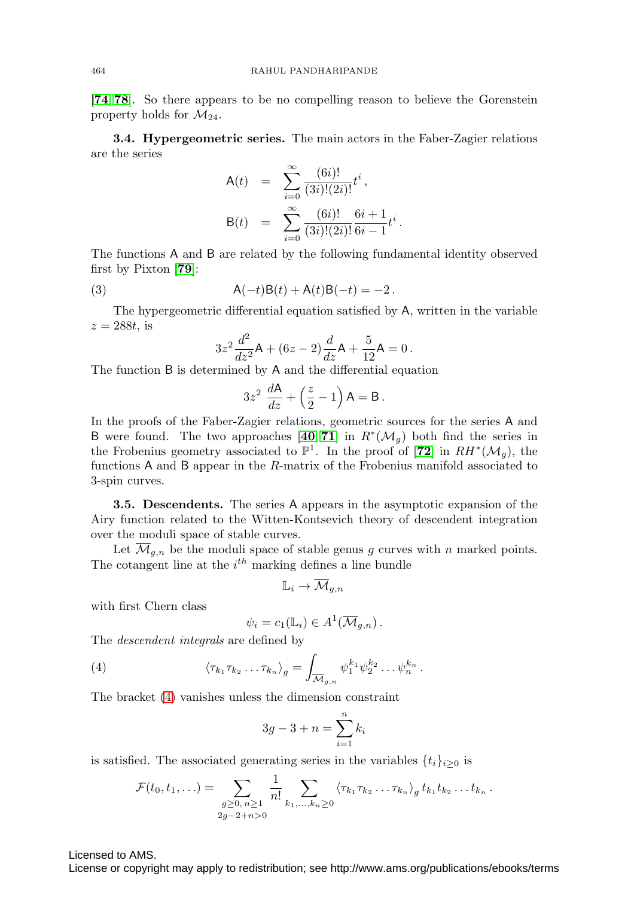[74, 78]. So there appears to be no compelling reason to believe the Gorenstein property holds for $\mathcal{M}_{24}$.

**3.4. Hypergeometric series.** The main actors in the Faber-Zagier relations are the series

$$
\begin{aligned}
\mathsf{A}(t) &= \sum_{i=0}^{\infty} \frac{(6i)!}{(3i)!(2i)!} t^i \,, \\
\mathsf{B}(t) &= \sum_{i=0}^{\infty} \frac{(6i)!}{(3i)!(2i)!} \frac{6i+1}{6i-1} t^i \,.
\end{aligned}
$$

The functions $\mathsf{A}$ and $\mathsf{B}$ are related by the following fundamental identity observed first by Pixton [79]:

$$
\mathsf{A}(-t)\mathsf{B}(t) + \mathsf{A}(t)\mathsf{B}(-t) = -2 \,. \tag{3}
$$

The hypergeometric differential equation satisfied by $\mathsf{A}$, written in the variable $z = 288t$, is

$$
3z^2 \frac{d^2}{dz^2}\mathsf{A} + (6z-2)\frac{d}{dz}\mathsf{A} + \frac{5}{12}\mathsf{A} = 0 \,.
$$

The function $\mathsf{B}$ is determined by $\mathsf{A}$ and the differential equation

$$
3z^2 \ \frac{d\mathsf{A}}{dz} + \left(\frac{z}{2} - 1\right)\mathsf{A} = \mathsf{B} \,.
$$

In the proofs of the Faber-Zagier relations, geometric sources for the series $\mathsf{A}$ and $\mathsf{B}$ were found. The two approaches [40, 71] in $R^*(\mathcal{M}_g)$ both find the series in the Frobenius geometry associated to $\mathbb{P}^1$. In the proof of [72] in $RH^*(\mathcal{M}_g)$, the functions $\mathsf{A}$ and $\mathsf{B}$ appear in the $R$-matrix of the Frobenius manifold associated to 3-spin curves.

**3.5. Descendents.** The series $\mathsf{A}$ appears in the asymptotic expansion of the Airy function related to the Witten-Kontsevich theory of descendent integration over the moduli space of stable curves.

Let $\overline{\mathcal{M}}_{g,n}$ be the moduli space of stable genus $g$ curves with $n$ marked points. The cotangent line at the $i^{th}$ marking defines a line bundle

$$
\mathbb{L}_i \rightarrow \overline{\mathcal{M}}_{g,n}
$$

with first Chern class

$$
\psi_i = c_1(\mathbb{L}_i) \in A^1(\overline{\mathcal{M}}_{g,n}) \,.
$$

The *descendent integrals* are defined by

$$
\langle \tau_{k_1}\tau_{k_2}\ldots\tau_{k_n}\rangle_g = \int_{\overline{\mathcal{M}}_{g,n}} \psi_1^{k_1}\psi_2^{k_2}\ldots\psi_n^{k_n} \,. \tag{4}
$$

The bracket (4) vanishes unless the dimension constraint

$$
3g - 3 + n = \sum_{i=1}^{n} k_i
$$

is satisfied. The associated generating series in the variables $\{t_i\}_{i\geq 0}$ is

$$
\mathcal{F}(t_0, t_1, \ldots) = \sum_{\substack{g\geq 0,\, n\geq 1 \\ 2g-2+n>0}} \frac{1}{n!} \sum_{k_1,\ldots,k_n\geq 0} \langle \tau_{k_1}\tau_{k_2}\ldots\tau_{k_n}\rangle_g \, t_{k_1}t_{k_2}\ldots t_{k_n} \,.
$$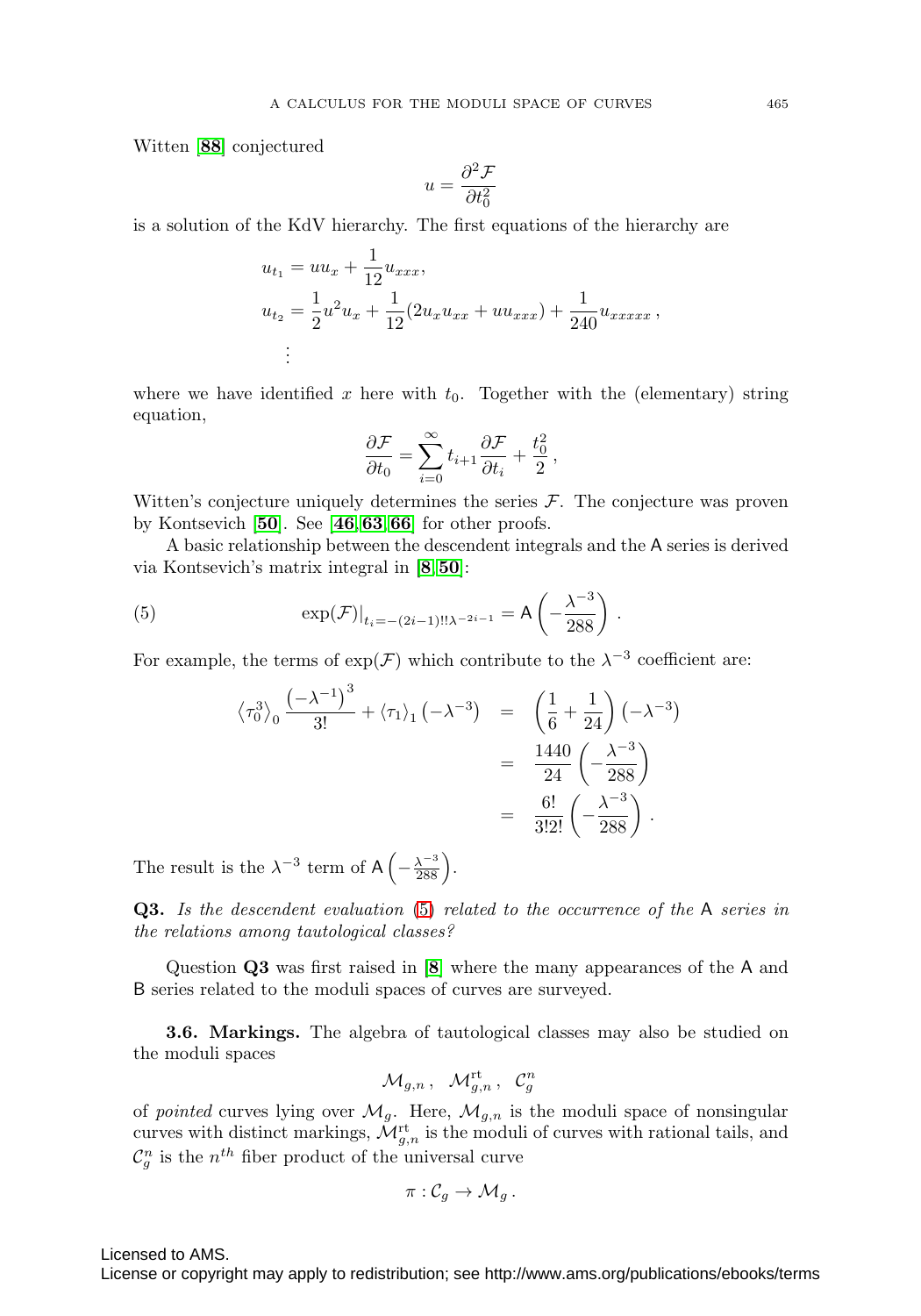Witten [88] conjectured

$$u = \frac{\partial^2 \mathcal{F}}{\partial t_0^2}$$

is a solution of the KdV hierarchy. The first equations of the hierarchy are

$$\begin{aligned}
u_{t_1} &= u u_x + \frac{1}{12} u_{xxx}, \\
u_{t_2} &= \frac{1}{2} u^2 u_x + \frac{1}{12}(2 u_x u_{xx} + u u_{xxx}) + \frac{1}{240} u_{xxxxx}\,, \\
&\vdots
\end{aligned}$$

where we have identified $x$ here with $t_0$. Together with the (elementary) string equation,

$$\frac{\partial \mathcal{F}}{\partial t_0} = \sum_{i=0}^{\infty} t_{i+1} \frac{\partial \mathcal{F}}{\partial t_i} + \frac{t_0^2}{2}\,,$$

Witten's conjecture uniquely determines the series $\mathcal{F}$. The conjecture was proven by Kontsevich [50]. See [46, 63, 66] for other proofs.

A basic relationship between the descendent integrals and the $\mathsf{A}$ series is derived via Kontsevich's matrix integral in [8, 50]:

$$\exp(\mathcal{F})\big|_{t_i = -(2i-1)!!\lambda^{-2i-1}} = \mathsf{A}\left(-\frac{\lambda^{-3}}{288}\right)\,. \tag{5}$$

For example, the terms of $\exp(\mathcal{F})$ which contribute to the $\lambda^{-3}$ coefficient are:

$$\begin{aligned}
\left\langle \tau_0^3 \right\rangle_0 \frac{\left(-\lambda^{-1}\right)^3}{3!} + \left\langle \tau_1 \right\rangle_1 \left(-\lambda^{-3}\right) &= \left(\frac{1}{6} + \frac{1}{24}\right)\left(-\lambda^{-3}\right) \\
&= \frac{1440}{24}\left(-\frac{\lambda^{-3}}{288}\right) \\
&= \frac{6!}{3!2!}\left(-\frac{\lambda^{-3}}{288}\right)\,.
\end{aligned}$$

The result is the $\lambda^{-3}$ term of $\mathsf{A}\left(-\frac{\lambda^{-3}}{288}\right)$.

**Q3.** *Is the descendent evaluation* (5) *related to the occurrence of the* $\mathsf{A}$ *series in the relations among tautological classes?*

Question **Q3** was first raised in [8] where the many appearances of the $\mathsf{A}$ and $\mathsf{B}$ series related to the moduli spaces of curves are surveyed.

**3.6. Markings.** The algebra of tautological classes may also be studied on the moduli spaces

$$\mathcal{M}_{g,n}\,,\ \ \mathcal{M}_{g,n}^{\mathrm{rt}}\,,\ \ \mathcal{C}_g^n$$

of *pointed* curves lying over $\mathcal{M}_g$. Here, $\mathcal{M}_{g,n}$ is the moduli space of nonsingular curves with distinct markings, $\mathcal{M}_{g,n}^{\mathrm{rt}}$ is the moduli of curves with rational tails, and $\mathcal{C}_g^n$ is the $n^{th}$ fiber product of the universal curve

$$\pi : \mathcal{C}_g \to \mathcal{M}_g\,.$$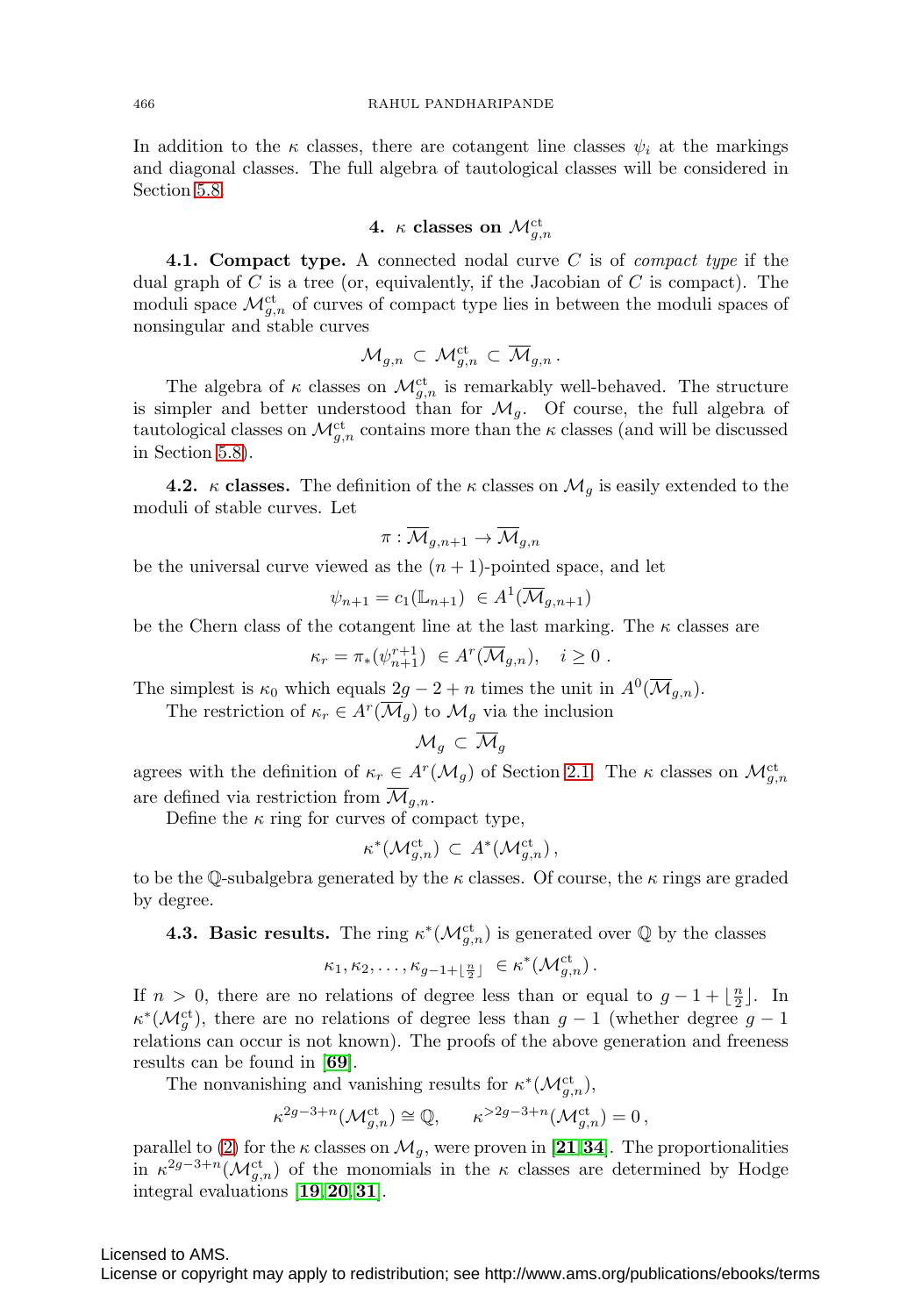In addition to the $\kappa$ classes, there are cotangent line classes $\psi_i$ at the markings and diagonal classes. The full algebra of tautological classes will be considered in Section 5.8.

## 4. $\kappa$ classes on $\mathcal{M}_{g,n}^{\mathrm{ct}}$

**4.1. Compact type.** A connected nodal curve $C$ is of *compact type* if the dual graph of $C$ is a tree (or, equivalently, if the Jacobian of $C$ is compact). The moduli space $\mathcal{M}_{g,n}^{\mathrm{ct}}$ of curves of compact type lies in between the moduli spaces of nonsingular and stable curves

$$\mathcal{M}_{g,n} \subset \mathcal{M}_{g,n}^{\mathrm{ct}} \subset \overline{\mathcal{M}}_{g,n}\,.$$

The algebra of $\kappa$ classes on $\mathcal{M}_{g,n}^{\mathrm{ct}}$ is remarkably well-behaved. The structure is simpler and better understood than for $\mathcal{M}_g$. Of course, the full algebra of tautological classes on $\mathcal{M}_{g,n}^{\mathrm{ct}}$ contains more than the $\kappa$ classes (and will be discussed in Section 5.8).

**4.2. $\kappa$ classes.** The definition of the $\kappa$ classes on $\mathcal{M}_g$ is easily extended to the moduli of stable curves. Let

$$\pi : \overline{\mathcal{M}}_{g,n+1} \to \overline{\mathcal{M}}_{g,n}$$

be the universal curve viewed as the $(n+1)$-pointed space, and let

$$\psi_{n+1} = c_1(\mathbb{L}_{n+1}) \ \in A^1(\overline{\mathcal{M}}_{g,n+1})$$

be the Chern class of the cotangent line at the last marking. The $\kappa$ classes are

$$\kappa_r = \pi_*(\psi_{n+1}^{r+1}) \ \in A^r(\overline{\mathcal{M}}_{g,n}), \quad i \geq 0\ .$$

The simplest is $\kappa_0$ which equals $2g-2+n$ times the unit in $A^0(\overline{\mathcal{M}}_{g,n})$.

The restriction of $\kappa_r \in A^r(\overline{\mathcal{M}}_g)$ to $\mathcal{M}_g$ via the inclusion

$$\mathcal{M}_g \subset \overline{\mathcal{M}}_g$$

agrees with the definition of $\kappa_r \in A^r(\mathcal{M}_g)$ of Section 2.1. The $\kappa$ classes on $\mathcal{M}_{g,n}^{\mathrm{ct}}$ are defined via restriction from $\overline{\mathcal{M}}_{g,n}$.

Define the $\kappa$ ring for curves of compact type,

$$\kappa^*(\mathcal{M}_{g,n}^{\mathrm{ct}}) \subset A^*(\mathcal{M}_{g,n}^{\mathrm{ct}})\,,$$

to be the $\mathbb{Q}$-subalgebra generated by the $\kappa$ classes. Of course, the $\kappa$ rings are graded by degree.

**4.3. Basic results.** The ring $\kappa^*(\mathcal{M}_{g,n}^{\mathrm{ct}})$ is generated over $\mathbb{Q}$ by the classes

$$\kappa_1, \kappa_2, \ldots, \kappa_{g-1+\lfloor \frac{n}{2} \rfloor} \ \in \kappa^*(\mathcal{M}_{g,n}^{\mathrm{ct}})\,.$$

If $n > 0$, there are no relations of degree less than or equal to $g-1+\lfloor \frac{n}{2} \rfloor$. In $\kappa^*(\mathcal{M}_g^{\mathrm{ct}})$, there are no relations of degree less than $g-1$ (whether degree $g-1$ relations can occur is not known). The proofs of the above generation and freeness results can be found in [**69**].

The nonvanishing and vanishing results for $\kappa^*(\mathcal{M}_{g,n}^{\mathrm{ct}})$,

$$\kappa^{2g-3+n}(\mathcal{M}_{g,n}^{\mathrm{ct}}) \cong \mathbb{Q}, \qquad \kappa^{>2g-3+n}(\mathcal{M}_{g,n}^{\mathrm{ct}}) = 0\,,$$

parallel to (2) for the $\kappa$ classes on $\mathcal{M}_g$, were proven in [**21**,**34**]. The proportionalities in $\kappa^{2g-3+n}(\mathcal{M}_{g,n}^{\mathrm{ct}})$ of the monomials in the $\kappa$ classes are determined by Hodge integral evaluations [**19**,**20**,**31**].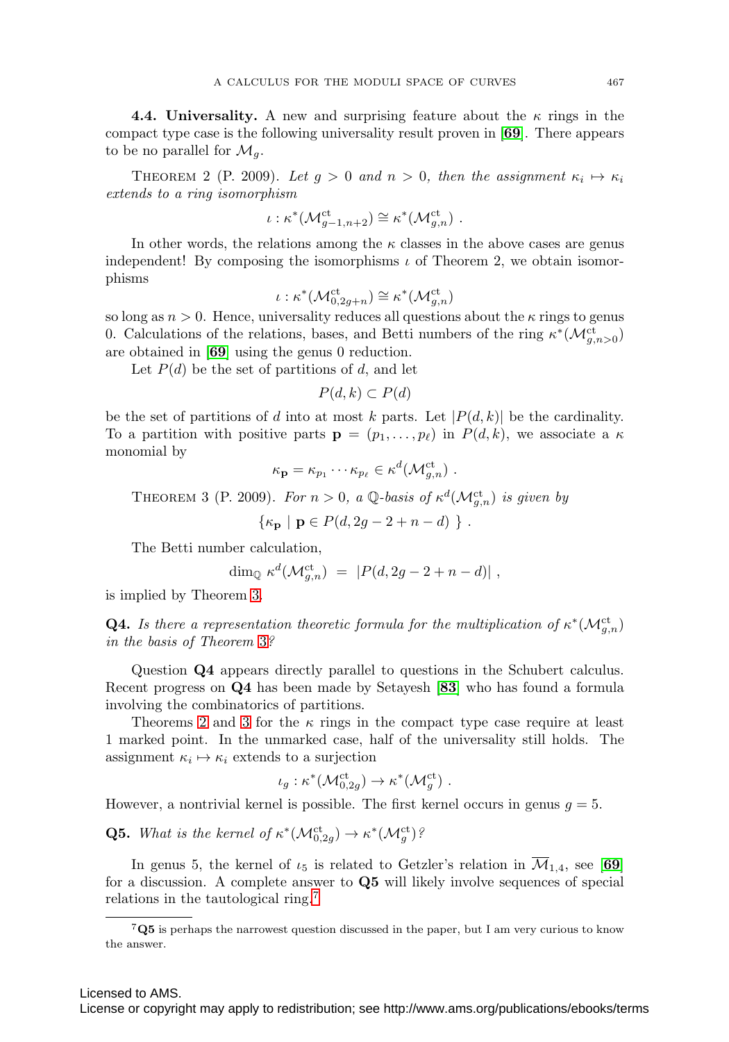**4.4. Universality.** A new and surprising feature about the $\kappa$ rings in the compact type case is the following universality result proven in [**69**]. There appears to be no parallel for $\mathcal{M}_g$.

THEOREM 2 (P. 2009). *Let $g > 0$ and $n > 0$, then the assignment $\kappa_i \mapsto \kappa_i$ extends to a ring isomorphism*

$$\iota : \kappa^*(\mathcal{M}^{\mathrm{ct}}_{g-1,n+2}) \cong \kappa^*(\mathcal{M}^{\mathrm{ct}}_{g,n}) \ .$$

In other words, the relations among the $\kappa$ classes in the above cases are genus independent! By composing the isomorphisms $\iota$ of Theorem 2, we obtain isomorphisms

$$\iota : \kappa^*(\mathcal{M}^{\mathrm{ct}}_{0,2g+n}) \cong \kappa^*(\mathcal{M}^{\mathrm{ct}}_{g,n})$$

so long as $n > 0$. Hence, universality reduces all questions about the $\kappa$ rings to genus 0. Calculations of the relations, bases, and Betti numbers of the ring $\kappa^*(\mathcal{M}^{\mathrm{ct}}_{g,n>0})$ are obtained in [**69**] using the genus 0 reduction.

Let $P(d)$ be the set of partitions of $d$, and let

$$P(d,k) \subset P(d)$$

be the set of partitions of $d$ into at most $k$ parts. Let $|P(d,k)|$ be the cardinality. To a partition with positive parts $\mathbf{p} = (p_1, \ldots, p_\ell)$ in $P(d,k)$, we associate a $\kappa$ monomial by

$$\kappa_{\mathbf{p}} = \kappa_{p_1} \cdots \kappa_{p_\ell} \in \kappa^d(\mathcal{M}^{\mathrm{ct}}_{g,n}) \ .$$

THEOREM 3 (P. 2009). *For $n > 0$, a $\mathbb{Q}$-basis of $\kappa^d(\mathcal{M}^{\mathrm{ct}}_{g,n})$ is given by*

$$\{ \kappa_{\mathbf{p}} \mid \mathbf{p} \in P(d, 2g-2+n-d) \ \} \ .$$

The Betti number calculation,

$$\dim_{\mathbb{Q}} \kappa^d(\mathcal{M}^{\mathrm{ct}}_{g,n}) \ = \ |P(d, 2g-2+n-d)| \ ,$$

is implied by Theorem 3.

**Q4.** *Is there a representation theoretic formula for the multiplication of $\kappa^*(\mathcal{M}^{\mathrm{ct}}_{g,n})$ in the basis of Theorem 3?*

Question **Q4** appears directly parallel to questions in the Schubert calculus. Recent progress on **Q4** has been made by Setayesh [**83**] who has found a formula involving the combinatorics of partitions.

Theorems 2 and 3 for the $\kappa$ rings in the compact type case require at least 1 marked point. In the unmarked case, half of the universality still holds. The assignment $\kappa_i \mapsto \kappa_i$ extends to a surjection

$$\iota_g : \kappa^*(\mathcal{M}^{\mathrm{ct}}_{0,2g}) \to \kappa^*(\mathcal{M}^{\mathrm{ct}}_{g}) \ .$$

However, a nontrivial kernel is possible. The first kernel occurs in genus $g = 5$.

**Q5.** *What is the kernel of $\kappa^*(\mathcal{M}^{\mathrm{ct}}_{0,2g}) \to \kappa^*(\mathcal{M}^{\mathrm{ct}}_{g})$?*

In genus 5, the kernel of $\iota_5$ is related to Getzler's relation in $\overline{\mathcal{M}}_{1,4}$, see [**69**] for a discussion. A complete answer to **Q5** will likely involve sequences of special relations in the tautological ring.[7]

[7] **Q5** is perhaps the narrowest question discussed in the paper, but I am very curious to know the answer.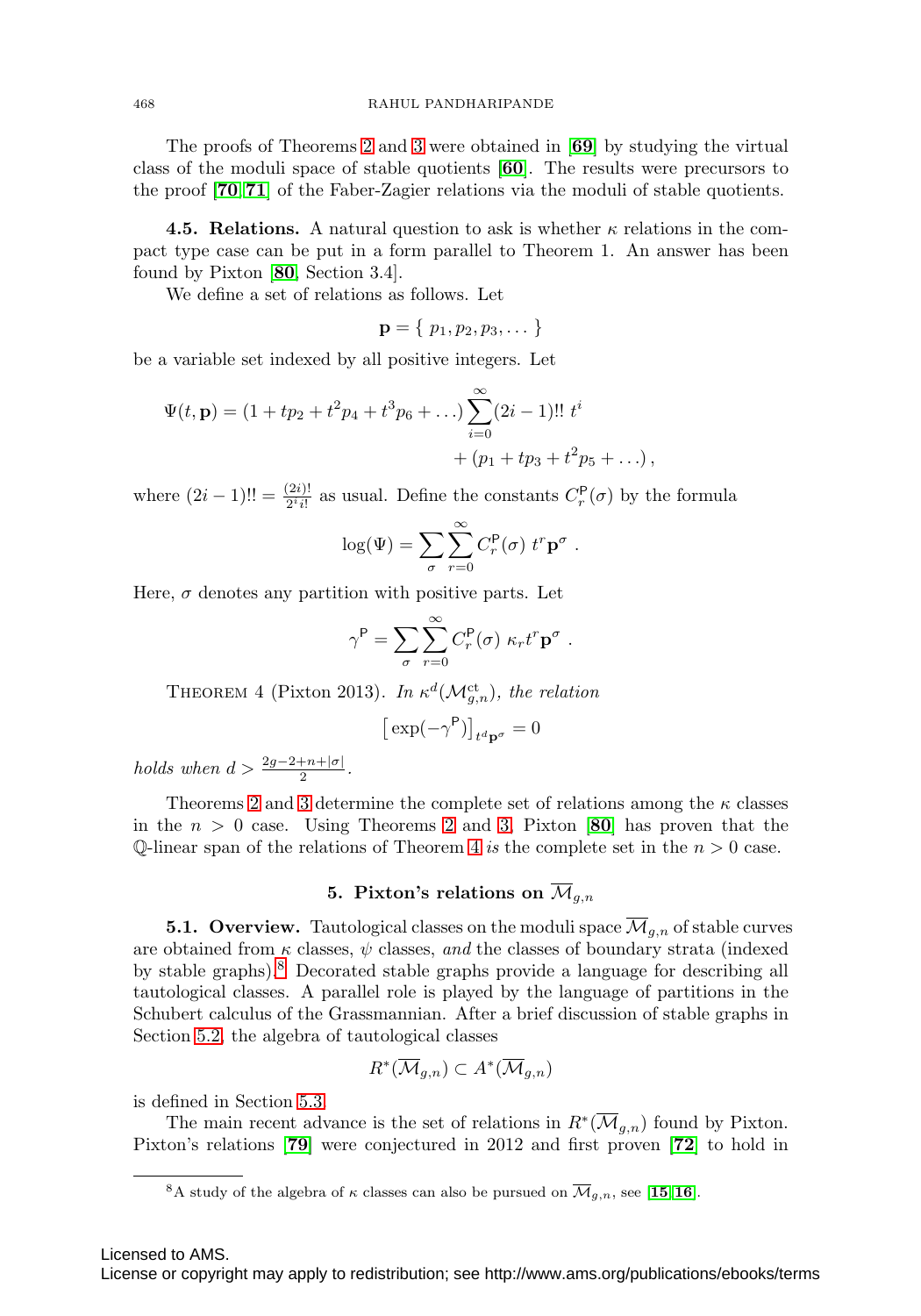The proofs of Theorems 2 and 3 were obtained in [**69**] by studying the virtual class of the moduli space of stable quotients [**60**]. The results were precursors to the proof [**70**,**71**] of the Faber-Zagier relations via the moduli of stable quotients.

**4.5. Relations.** A natural question to ask is whether $\kappa$ relations in the compact type case can be put in a form parallel to Theorem 1. An answer has been found by Pixton [**80**, Section 3.4].

We define a set of relations as follows. Let

$$\mathbf{p} = \{\, p_1, p_2, p_3, \dots \,\}$$

be a variable set indexed by all positive integers. Let

$$\Psi(t, \mathbf{p}) = (1 + tp_2 + t^2 p_4 + t^3 p_6 + \dots) \sum_{i=0}^{\infty} (2i-1)!!\ t^i \\ + (p_1 + tp_3 + t^2 p_5 + \dots)\,,$$

where $(2i-1)!! = \frac{(2i)!}{2^i i!}$ as usual. Define the constants $C_r^{\mathsf{P}}(\sigma)$ by the formula

$$\log(\Psi) = \sum_{\sigma} \sum_{r=0}^{\infty} C_r^{\mathsf{P}}(\sigma)\ t^r \mathbf{p}^{\sigma}\ .$$

Here, $\sigma$ denotes any partition with positive parts. Let

$$\gamma^{\mathsf{P}} = \sum_{\sigma} \sum_{r=0}^{\infty} C_r^{\mathsf{P}}(\sigma)\ \kappa_r t^r \mathbf{p}^{\sigma}\ .$$

THEOREM 4 (Pixton 2013). *In $\kappa^d(\mathcal{M}_{g,n}^{\mathrm{ct}})$, the relation*

$$\big[\exp(-\gamma^{\mathsf{P}})\big]_{t^d \mathbf{p}^{\sigma}} = 0$$

*holds when $d > \frac{2g-2+n+|\sigma|}{2}$.*

Theorems 2 and 3 determine the complete set of relations among the $\kappa$ classes in the $n > 0$ case. Using Theorems 2 and 3, Pixton [**80**] has proven that the $\mathbb{Q}$-linear span of the relations of Theorem 4 *is* the complete set in the $n > 0$ case.

## 5. Pixton's relations on $\overline{\mathcal{M}}_{g,n}$

**5.1. Overview.** Tautological classes on the moduli space $\overline{\mathcal{M}}_{g,n}$ of stable curves are obtained from $\kappa$ classes, $\psi$ classes, *and* the classes of boundary strata (indexed by stable graphs).[8] Decorated stable graphs provide a language for describing all tautological classes. A parallel role is played by the language of partitions in the Schubert calculus of the Grassmannian. After a brief discussion of stable graphs in Section 5.2, the algebra of tautological classes

$$R^*(\overline{\mathcal{M}}_{g,n}) \subset A^*(\overline{\mathcal{M}}_{g,n})$$

is defined in Section 5.3.

The main recent advance is the set of relations in $R^*(\overline{\mathcal{M}}_{g,n})$ found by Pixton. Pixton's relations [**79**] were conjectured in 2012 and first proven [**72**] to hold in

[8] A study of the algebra of $\kappa$ classes can also be pursued on $\overline{\mathcal{M}}_{g,n}$, see [**15**,**16**].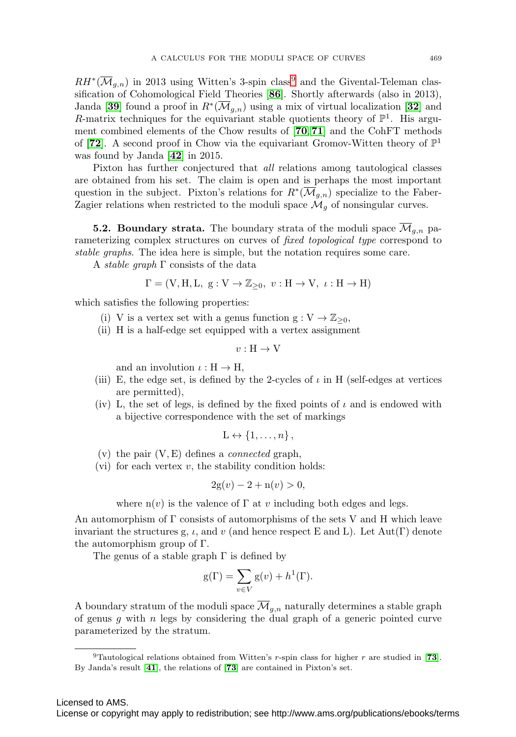$RH^*(\overline{\mathcal{M}}_{g,n})$ in 2013 using Witten's 3-spin class[9] and the Givental-Teleman classification of Cohomological Field Theories [**86**]. Shortly afterwards (also in 2013), Janda [**39**] found a proof in $R^*(\overline{\mathcal{M}}_{g,n})$ using a mix of virtual localization [**32**] and $R$-matrix techniques for the equivariant stable quotients theory of $\mathbb{P}^1$. His argument combined elements of the Chow results of [**70**,**71**] and the CohFT methods of [**72**]. A second proof in Chow via the equivariant Gromov-Witten theory of $\mathbb{P}^1$ was found by Janda [**42**] in 2015.

Pixton has further conjectured that *all* relations among tautological classes are obtained from his set. The claim is open and is perhaps the most important question in the subject. Pixton's relations for $R^*(\overline{\mathcal{M}}_{g,n})$ specialize to the Faber-Zagier relations when restricted to the moduli space $\mathcal{M}_g$ of nonsingular curves.

**5.2. Boundary strata.** The boundary strata of the moduli space $\overline{\mathcal{M}}_{g,n}$ parameterizing complex structures on curves of *fixed topological type* correspond to *stable graphs*. The idea here is simple, but the notation requires some care.

A *stable graph* $\Gamma$ consists of the data

$$\Gamma = (\mathrm{V}, \mathrm{H}, \mathrm{L},\ \mathrm{g} : \mathrm{V} \to \mathbb{Z}_{\geq 0},\ v : \mathrm{H} \to \mathrm{V},\ \iota : \mathrm{H} \to \mathrm{H})$$

which satisfies the following properties:

- (i) V is a vertex set with a genus function $\mathrm{g} : \mathrm{V} \to \mathbb{Z}_{\geq 0}$,
- (ii) H is a half-edge set equipped with a vertex assignment

$$v : \mathrm{H} \to \mathrm{V}$$

  and an involution $\iota : \mathrm{H} \to \mathrm{H}$,
- (iii) E, the edge set, is defined by the 2-cycles of $\iota$ in H (self-edges at vertices are permitted),
- (iv) L, the set of legs, is defined by the fixed points of $\iota$ and is endowed with a bijective correspondence with the set of markings

$$\mathrm{L} \leftrightarrow \{1, \ldots, n\},$$

- (v) the pair $(\mathrm{V}, \mathrm{E})$ defines a *connected* graph,
- (vi) for each vertex $v$, the stability condition holds:

$$2\mathrm{g}(v) - 2 + \mathrm{n}(v) > 0,$$

  where $\mathrm{n}(v)$ is the valence of $\Gamma$ at $v$ including both edges and legs.

An automorphism of $\Gamma$ consists of automorphisms of the sets V and H which leave invariant the structures g, $\iota$, and $v$ (and hence respect E and L). Let $\mathrm{Aut}(\Gamma)$ denote the automorphism group of $\Gamma$.

The genus of a stable graph $\Gamma$ is defined by

$$\mathrm{g}(\Gamma) = \sum_{v \in V} \mathrm{g}(v) + h^1(\Gamma).$$

A boundary stratum of the moduli space $\overline{\mathcal{M}}_{g,n}$ naturally determines a stable graph of genus $g$ with $n$ legs by considering the dual graph of a generic pointed curve parameterized by the stratum.

[9] Tautological relations obtained from Witten's $r$-spin class for higher $r$ are studied in [**73**]. By Janda's result [**41**], the relations of [**73**] are contained in Pixton's set.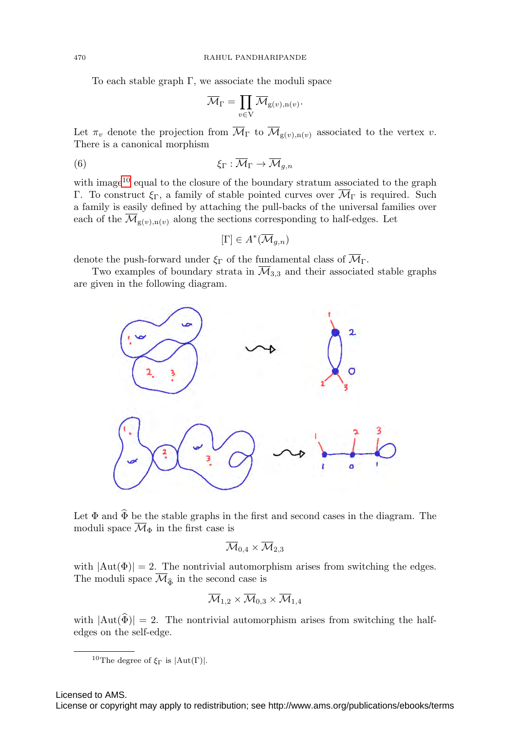To each stable graph $\Gamma$, we associate the moduli space

$$\overline{\mathcal{M}}_\Gamma = \prod_{v \in \mathrm{V}} \overline{\mathcal{M}}_{\mathrm{g}(v),\mathrm{n}(v)}.$$

Let $\pi_v$ denote the projection from $\overline{\mathcal{M}}_\Gamma$ to $\overline{\mathcal{M}}_{\mathrm{g}(v),\mathrm{n}(v)}$ associated to the vertex $v$. There is a canonical morphism

$$\xi_\Gamma : \overline{\mathcal{M}}_\Gamma \to \overline{\mathcal{M}}_{g,n} \tag{6}$$

with image[10] equal to the closure of the boundary stratum associated to the graph $\Gamma$. To construct $\xi_\Gamma$, a family of stable pointed curves over $\overline{\mathcal{M}}_\Gamma$ is required. Such a family is easily defined by attaching the pull-backs of the universal families over each of the $\overline{\mathcal{M}}_{\mathrm{g}(v),\mathrm{n}(v)}$ along the sections corresponding to half-edges. Let

$$[\Gamma] \in A^*(\overline{\mathcal{M}}_{g,n})$$

denote the push-forward under $\xi_\Gamma$ of the fundamental class of $\overline{\mathcal{M}}_\Gamma$.

Two examples of boundary strata in $\overline{\mathcal{M}}_{3,3}$ and their associated stable graphs are given in the following diagram.

Let $\Phi$ and $\widehat{\Phi}$ be the stable graphs in the first and second cases in the diagram. The moduli space $\overline{\mathcal{M}}_\Phi$ in the first case is

$$\overline{\mathcal{M}}_{0,4} \times \overline{\mathcal{M}}_{2,3}$$

with $|\mathrm{Aut}(\Phi)| = 2$. The nontrivial automorphism arises from switching the edges. The moduli space $\overline{\mathcal{M}}_{\widehat{\Phi}}$ in the second case is

$$\overline{\mathcal{M}}_{1,2} \times \overline{\mathcal{M}}_{0,3} \times \overline{\mathcal{M}}_{1,4}$$

with $|\mathrm{Aut}(\widehat{\Phi})| = 2$. The nontrivial automorphism arises from switching the half-edges on the self-edge.

[10] The degree of $\xi_\Gamma$ is $|\mathrm{Aut}(\Gamma)|$.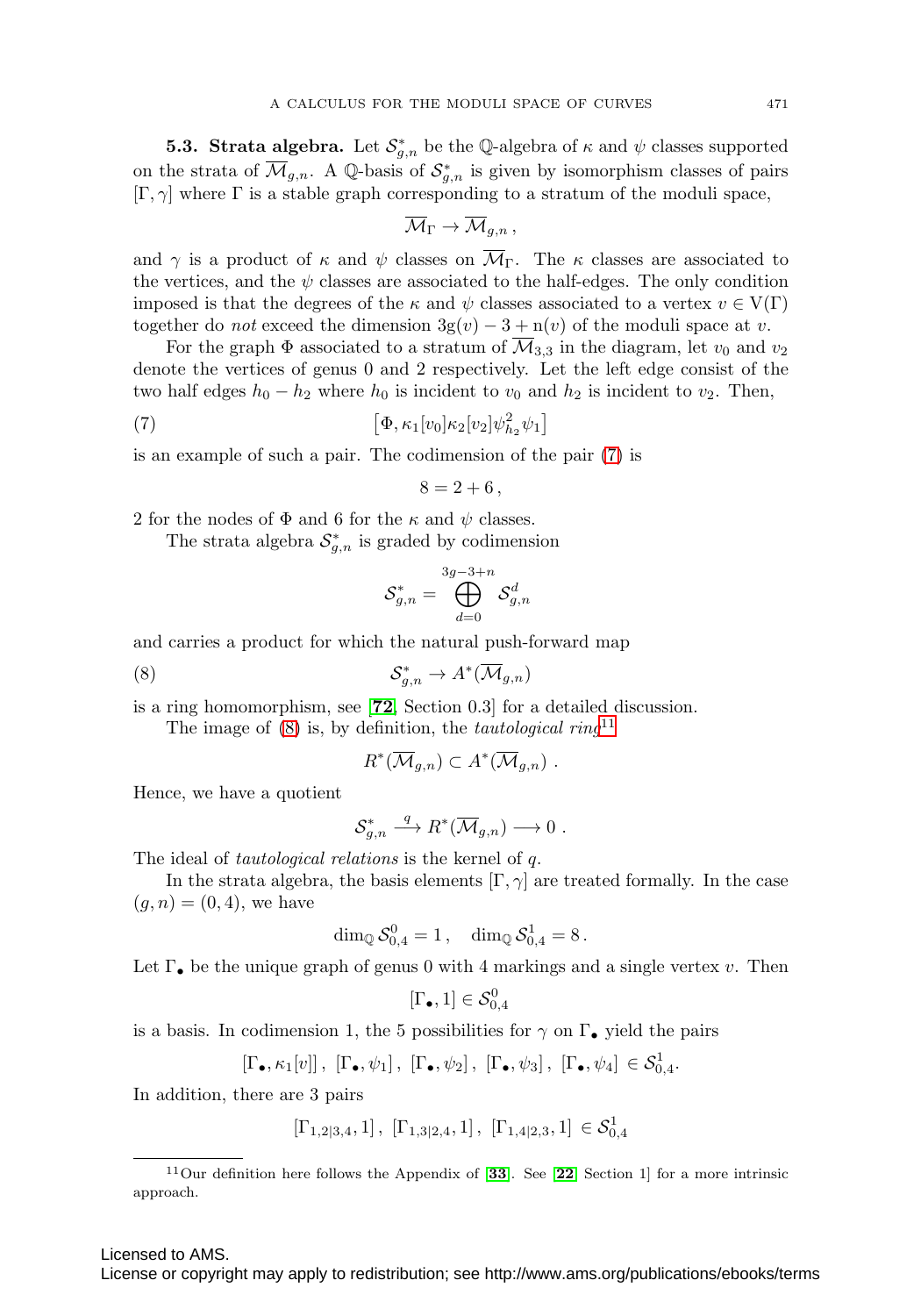**5.3. Strata algebra.** Let $\mathcal{S}^*_{g,n}$ be the $\mathbb{Q}$-algebra of $\kappa$ and $\psi$ classes supported on the strata of $\overline{\mathcal{M}}_{g,n}$. A $\mathbb{Q}$-basis of $\mathcal{S}^*_{g,n}$ is given by isomorphism classes of pairs $[\Gamma, \gamma]$ where $\Gamma$ is a stable graph corresponding to a stratum of the moduli space,

$$\overline{\mathcal{M}}_\Gamma \to \overline{\mathcal{M}}_{g,n} \,,$$

and $\gamma$ is a product of $\kappa$ and $\psi$ classes on $\overline{\mathcal{M}}_\Gamma$. The $\kappa$ classes are associated to the vertices, and the $\psi$ classes are associated to the half-edges. The only condition imposed is that the degrees of the $\kappa$ and $\psi$ classes associated to a vertex $v \in \mathrm{V}(\Gamma)$ together do *not* exceed the dimension $3\mathrm{g}(v) - 3 + \mathrm{n}(v)$ of the moduli space at $v$.

For the graph $\Phi$ associated to a stratum of $\overline{\mathcal{M}}_{3,3}$ in the diagram, let $v_0$ and $v_2$ denote the vertices of genus 0 and 2 respectively. Let the left edge consist of the two half edges $h_0 - h_2$ where $h_0$ is incident to $v_0$ and $h_2$ is incident to $v_2$. Then,

$$\left[\Phi, \kappa_1[v_0]\kappa_2[v_2]\psi^2_{h_2}\psi_1\right] \tag{7}$$

is an example of such a pair. The codimension of the pair (7) is

$$8 = 2 + 6 \,,$$

2 for the nodes of $\Phi$ and 6 for the $\kappa$ and $\psi$ classes.

The strata algebra $\mathcal{S}^*_{g,n}$ is graded by codimension

$$\mathcal{S}^*_{g,n} = \bigoplus_{d=0}^{3g-3+n} \mathcal{S}^d_{g,n}$$

and carries a product for which the natural push-forward map

$$\mathcal{S}^*_{g,n} \to A^*(\overline{\mathcal{M}}_{g,n}) \tag{8}$$

is a ring homomorphism, see [**72**, Section 0.3] for a detailed discussion.

The image of (8) is, by definition, the *tautological ring*[11]

$$R^*(\overline{\mathcal{M}}_{g,n}) \subset A^*(\overline{\mathcal{M}}_{g,n}) \,.$$

Hence, we have a quotient

$$\mathcal{S}^*_{g,n} \xrightarrow{q} R^*(\overline{\mathcal{M}}_{g,n}) \longrightarrow 0 \,.$$

The ideal of *tautological relations* is the kernel of $q$.

In the strata algebra, the basis elements $[\Gamma, \gamma]$ are treated formally. In the case $(g, n) = (0, 4)$, we have

$$\dim_{\mathbb{Q}} \mathcal{S}^0_{0,4} = 1 \,, \quad \dim_{\mathbb{Q}} \mathcal{S}^1_{0,4} = 8 \,.$$

Let $\Gamma_\bullet$ be the unique graph of genus 0 with 4 markings and a single vertex $v$. Then

$$[\Gamma_\bullet, 1] \in \mathcal{S}^0_{0,4}$$

is a basis. In codimension 1, the 5 possibilities for $\gamma$ on $\Gamma_\bullet$ yield the pairs

$$[\Gamma_\bullet, \kappa_1[v]] \,,\ [\Gamma_\bullet, \psi_1] \,,\ [\Gamma_\bullet, \psi_2] \,,\ [\Gamma_\bullet, \psi_3] \,,\ [\Gamma_\bullet, \psi_4] \in \mathcal{S}^1_{0,4}.$$

In addition, there are 3 pairs

$$[\Gamma_{1,2|3,4}, 1] \,,\ [\Gamma_{1,3|2,4}, 1] \,,\ [\Gamma_{1,4|2,3}, 1] \in \mathcal{S}^1_{0,4}$$

[11] Our definition here follows the Appendix of [**33**]. See [**22**, Section 1] for a more intrinsic approach.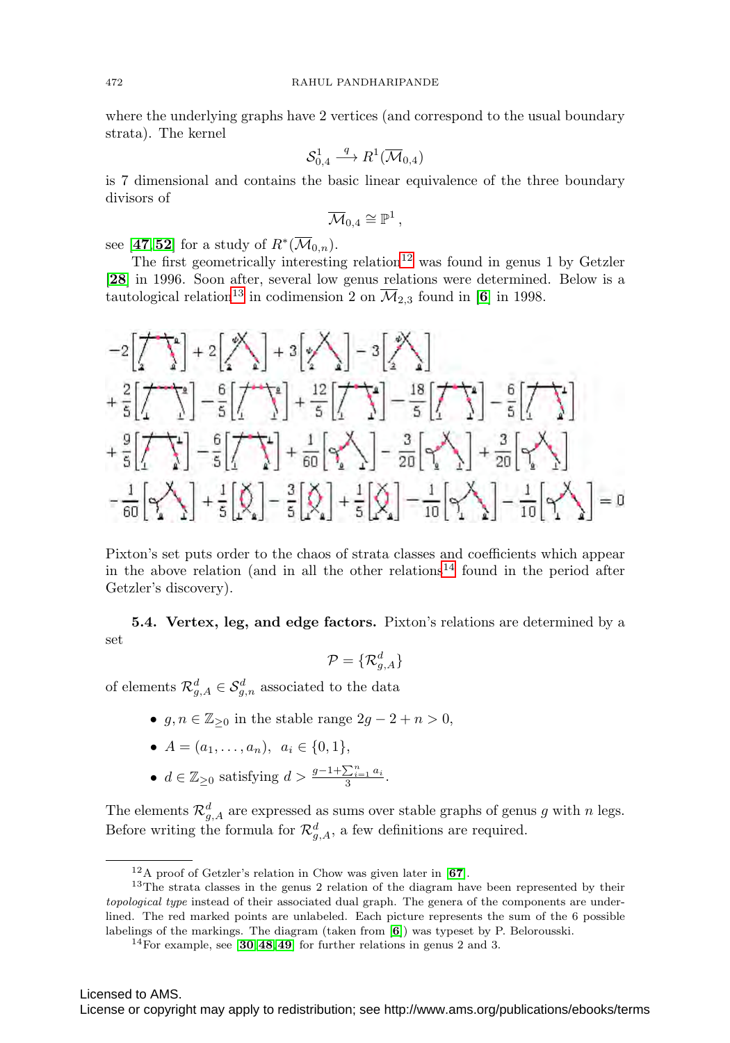where the underlying graphs have 2 vertices (and correspond to the usual boundary strata). The kernel

$$\mathcal{S}^1_{0,4} \xrightarrow{q} R^1(\overline{\mathcal{M}}_{0,4})$$

is 7 dimensional and contains the basic linear equivalence of the three boundary divisors of

$$\overline{\mathcal{M}}_{0,4} \cong \mathbb{P}^1\,,$$

see [47, 52] for a study of $R^*(\overline{\mathcal{M}}_{0,n})$.

The first geometrically interesting relation[12] was found in genus 1 by Getzler [28] in 1996. Soon after, several low genus relations were determined. Below is a tautological relation[13] in codimension 2 on $\overline{\mathcal{M}}_{2,3}$ found in [6] in 1998.

Pixton's set puts order to the chaos of strata classes and coefficients which appear in the above relation (and in all the other relations[14] found in the period after Getzler's discovery).

**5.4. Vertex, leg, and edge factors.** Pixton's relations are determined by a set

$$\mathcal{P} = \{\mathcal{R}^d_{g,A}\}$$

of elements $\mathcal{R}^d_{g,A} \in \mathcal{S}^d_{g,n}$ associated to the data

- $g, n \in \mathbb{Z}_{\geq 0}$ in the stable range $2g - 2 + n > 0$,
- $A = (a_1, \ldots, a_n),\ \ a_i \in \{0, 1\}$,
- $d \in \mathbb{Z}_{\geq 0}$ satisfying $d > \frac{g-1+\sum_{i=1}^n a_i}{3}$.

The elements $\mathcal{R}^d_{g,A}$ are expressed as sums over stable graphs of genus $g$ with $n$ legs. Before writing the formula for $\mathcal{R}^d_{g,A}$, a few definitions are required.

---

[12] A proof of Getzler's relation in Chow was given later in [67].

[13] The strata classes in the genus 2 relation of the diagram have been represented by their *topological type* instead of their associated dual graph. The genera of the components are underlined. The red marked points are unlabeled. Each picture represents the sum of the 6 possible labelings of the markings. The diagram (taken from [6]) was typeset by P. Belorousski.

[14] For example, see [30, 48, 49] for further relations in genus 2 and 3.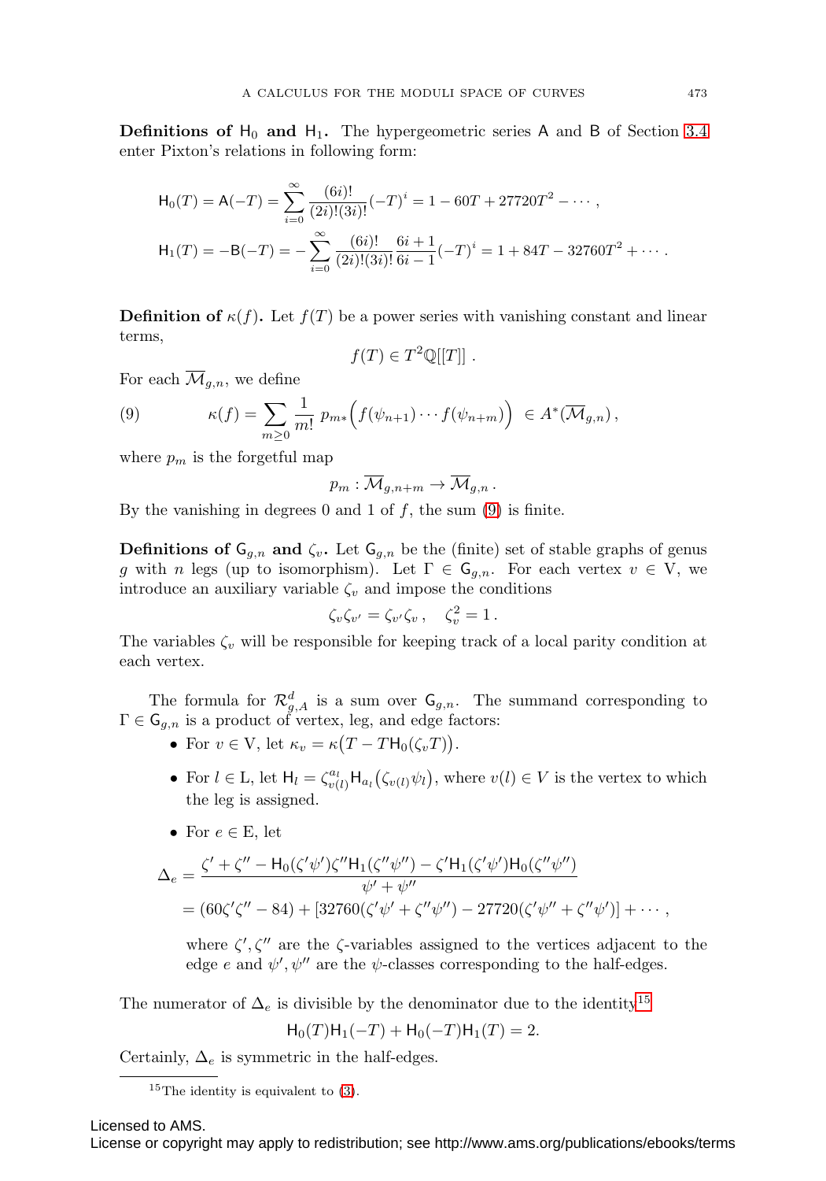**Definitions of $\mathsf{H}_0$ and $\mathsf{H}_1$.** The hypergeometric series $\mathsf{A}$ and $\mathsf{B}$ of Section 3.4 enter Pixton's relations in following form:

$$\mathsf{H}_0(T) = \mathsf{A}(-T) = \sum_{i=0}^{\infty} \frac{(6i)!}{(2i)!(3i)!}(-T)^i = 1 - 60T + 27720T^2 - \cdots ,$$

$$\mathsf{H}_1(T) = -\mathsf{B}(-T) = -\sum_{i=0}^{\infty} \frac{(6i)!}{(2i)!(3i)!}\frac{6i+1}{6i-1}(-T)^i = 1 + 84T - 32760T^2 + \cdots .$$

**Definition of $\kappa(f)$.** Let $f(T)$ be a power series with vanishing constant and linear terms,

$$f(T) \in T^2\mathbb{Q}[[T]] \, .$$

For each $\overline{\mathcal{M}}_{g,n}$, we define

$$\kappa(f) = \sum_{m \geq 0} \frac{1}{m!} \, p_{m*}\Big(f(\psi_{n+1}) \cdots f(\psi_{n+m})\Big) \, \in A^*(\overline{\mathcal{M}}_{g,n}) \, , \tag{9}$$

where $p_m$ is the forgetful map

$$p_m : \overline{\mathcal{M}}_{g,n+m} \to \overline{\mathcal{M}}_{g,n} \, .$$

By the vanishing in degrees 0 and 1 of $f$, the sum (9) is finite.

**Definitions of $\mathsf{G}_{g,n}$ and $\zeta_v$.** Let $\mathsf{G}_{g,n}$ be the (finite) set of stable graphs of genus $g$ with $n$ legs (up to isomorphism). Let $\Gamma \in \mathsf{G}_{g,n}$. For each vertex $v \in \mathrm{V}$, we introduce an auxiliary variable $\zeta_v$ and impose the conditions

$$\zeta_v \zeta_{v'} = \zeta_{v'} \zeta_v \, , \quad \zeta_v^2 = 1 \, .$$

The variables $\zeta_v$ will be responsible for keeping track of a local parity condition at each vertex.

The formula for $\mathcal{R}^d_{g,A}$ is a sum over $\mathsf{G}_{g,n}$. The summand corresponding to $\Gamma \in \mathsf{G}_{g,n}$ is a product of vertex, leg, and edge factors:

- For $v \in \mathrm{V}$, let $\kappa_v = \kappa\big(T - T\mathsf{H}_0(\zeta_v T)\big)$.
- For $l \in \mathrm{L}$, let $\mathsf{H}_l = \zeta_{v(l)}^{a_l} \mathsf{H}_{a_l}\big(\zeta_{v(l)}\psi_l\big)$, where $v(l) \in V$ is the vertex to which the leg is assigned.
- For $e \in \mathrm{E}$, let

$$\begin{aligned}\Delta_e &= \frac{\zeta' + \zeta'' - \mathsf{H}_0(\zeta'\psi')\zeta''\mathsf{H}_1(\zeta''\psi'') - \zeta'\mathsf{H}_1(\zeta'\psi')\mathsf{H}_0(\zeta''\psi'')}{\psi' + \psi''} \\ &= (60\zeta'\zeta'' - 84) + [32760(\zeta'\psi' + \zeta''\psi'') - 27720(\zeta'\psi'' + \zeta''\psi')] + \cdots ,\end{aligned}$$

  where $\zeta', \zeta''$ are the $\zeta$-variables assigned to the vertices adjacent to the edge $e$ and $\psi', \psi''$ are the $\psi$-classes corresponding to the half-edges.

The numerator of $\Delta_e$ is divisible by the denominator due to the identity[15]

$$\mathsf{H}_0(T)\mathsf{H}_1(-T) + \mathsf{H}_0(-T)\mathsf{H}_1(T) = 2.$$

Certainly, $\Delta_e$ is symmetric in the half-edges.

[15] The identity is equivalent to (3).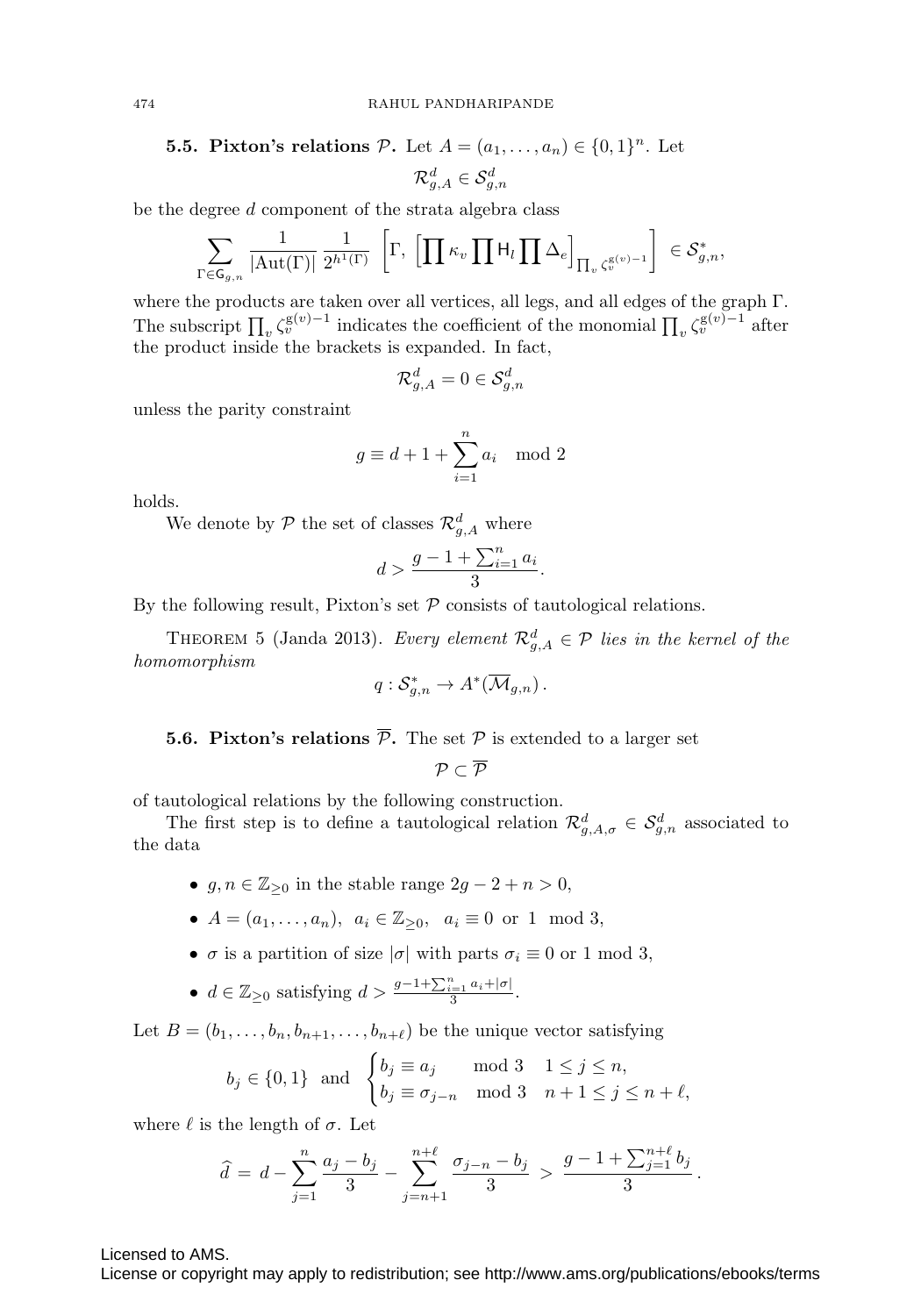**5.5. Pixton's relations $\mathcal{P}$.** Let $A = (a_1, \ldots, a_n) \in \{0,1\}^n$. Let

$$\mathcal{R}^d_{g,A} \in \mathcal{S}^d_{g,n}$$

be the degree $d$ component of the strata algebra class

$$\sum_{\Gamma \in \mathsf{G}_{g,n}} \frac{1}{|\mathrm{Aut}(\Gamma)|} \frac{1}{2^{h^1(\Gamma)}} \left[ \Gamma, \left[ \prod \kappa_v \prod \mathsf{H}_l \prod \Delta_e \right]_{\prod_v \zeta_v^{\mathrm{g}(v)-1}} \right] \in \mathcal{S}^*_{g,n},$$

where the products are taken over all vertices, all legs, and all edges of the graph $\Gamma$. The subscript $\prod_v \zeta_v^{\mathrm{g}(v)-1}$ indicates the coefficient of the monomial $\prod_v \zeta_v^{\mathrm{g}(v)-1}$ after the product inside the brackets is expanded. In fact,

$$\mathcal{R}^d_{g,A} = 0 \in \mathcal{S}^d_{g,n}$$

unless the parity constraint

$$g \equiv d + 1 + \sum_{i=1}^n a_i \mod 2$$

holds.

We denote by $\mathcal{P}$ the set of classes $\mathcal{R}^d_{g,A}$ where

$$d > \frac{g - 1 + \sum_{i=1}^n a_i}{3}.$$

By the following result, Pixton's set $\mathcal{P}$ consists of tautological relations.

THEOREM 5 (Janda 2013). *Every element $\mathcal{R}^d_{g,A} \in \mathcal{P}$ lies in the kernel of the homomorphism*

$$q : \mathcal{S}^*_{g,n} \to A^*(\overline{\mathcal{M}}_{g,n}).$$

**5.6. Pixton's relations $\overline{\mathcal{P}}$.** The set $\mathcal{P}$ is extended to a larger set

$$\mathcal{P} \subset \overline{\mathcal{P}}$$

of tautological relations by the following construction.

The first step is to define a tautological relation $\mathcal{R}^d_{g,A,\sigma} \in \mathcal{S}^d_{g,n}$ associated to the data

- $g, n \in \mathbb{Z}_{\geq 0}$ in the stable range $2g - 2 + n > 0$,
- $A = (a_1, \ldots, a_n)$, $a_i \in \mathbb{Z}_{\geq 0}$, $a_i \equiv 0$ or $1 \mod 3$,
- $\sigma$ is a partition of size $|\sigma|$ with parts $\sigma_i \equiv 0$ or $1 \mod 3$,
- $d \in \mathbb{Z}_{\geq 0}$ satisfying $d > \frac{g-1+\sum_{i=1}^n a_i + |\sigma|}{3}$.

Let $B = (b_1, \ldots, b_n, b_{n+1}, \ldots, b_{n+\ell})$ be the unique vector satisfying

$$b_j \in \{0,1\} \text{ and } \begin{cases} b_j \equiv a_j & \mod 3 \quad 1 \leq j \leq n, \\ b_j \equiv \sigma_{j-n} & \mod 3 \quad n+1 \leq j \leq n+\ell, \end{cases}$$

where $\ell$ is the length of $\sigma$. Let

$$\widehat{d} = d - \sum_{j=1}^n \frac{a_j - b_j}{3} - \sum_{j=n+1}^{n+\ell} \frac{\sigma_{j-n} - b_j}{3} > \frac{g - 1 + \sum_{j=1}^{n+\ell} b_j}{3}.$$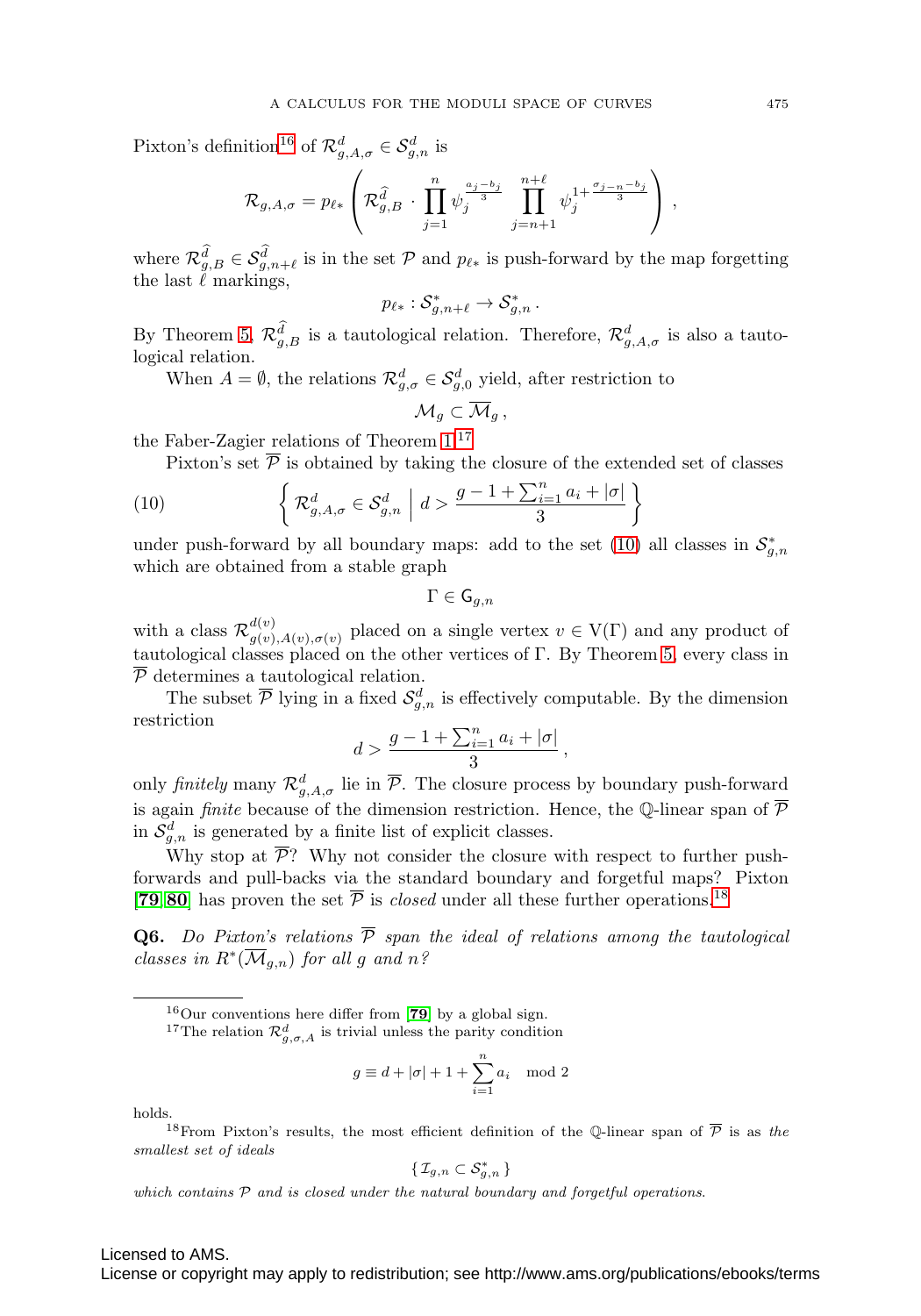Pixton's definition[16] of $\mathcal{R}^d_{g,A,\sigma} \in \mathcal{S}^d_{g,n}$ is

$$\mathcal{R}_{g,A,\sigma} = p_{\ell *}\left( \mathcal{R}^{\widehat{d}}_{g,B} \cdot \prod_{j=1}^{n} \psi_j^{\frac{a_j - b_j}{3}} \prod_{j=n+1}^{n+\ell} \psi_j^{1+\frac{\sigma_{j-n}-b_j}{3}} \right),$$

where $\mathcal{R}^{\widehat{d}}_{g,B} \in \mathcal{S}^{\widehat{d}}_{g,n+\ell}$ is in the set $\mathcal{P}$ and $p_{\ell *}$ is push-forward by the map forgetting the last $\ell$ markings,

$$p_{\ell *} : \mathcal{S}^*_{g,n+\ell} \to \mathcal{S}^*_{g,n}\,.$$

By Theorem 5, $\mathcal{R}^{\widehat{d}}_{g,B}$ is a tautological relation. Therefore, $\mathcal{R}^d_{g,A,\sigma}$ is also a tautological relation.

When $A = \emptyset$, the relations $\mathcal{R}^d_{g,\sigma} \in \mathcal{S}^d_{g,0}$ yield, after restriction to

$$\mathcal{M}_g \subset \overline{\mathcal{M}}_g\,,$$

the Faber-Zagier relations of Theorem 1.[17]

Pixton's set $\overline{\mathcal{P}}$ is obtained by taking the closure of the extended set of classes

$$\left\{ \mathcal{R}^d_{g,A,\sigma} \in \mathcal{S}^d_{g,n} \;\middle|\; d > \frac{g-1+\sum_{i=1}^n a_i + |\sigma|}{3} \right\} \tag{10}$$

under push-forward by all boundary maps: add to the set (10) all classes in $\mathcal{S}^*_{g,n}$ which are obtained from a stable graph

$$\Gamma \in \mathsf{G}_{g,n}$$

with a class $\mathcal{R}^{d(v)}_{g(v),A(v),\sigma(v)}$ placed on a single vertex $v \in \mathrm{V}(\Gamma)$ and any product of tautological classes placed on the other vertices of $\Gamma$. By Theorem 5, every class in $\overline{\mathcal{P}}$ determines a tautological relation.

The subset $\overline{\mathcal{P}}$ lying in a fixed $\mathcal{S}^d_{g,n}$ is effectively computable. By the dimension restriction

$$d > \frac{g-1+\sum_{i=1}^n a_i + |\sigma|}{3}\,,$$

only *finitely* many $\mathcal{R}^d_{g,A,\sigma}$ lie in $\overline{\mathcal{P}}$. The closure process by boundary push-forward is again *finite* because of the dimension restriction. Hence, the $\mathbb{Q}$-linear span of $\overline{\mathcal{P}}$ in $\mathcal{S}^d_{g,n}$ is generated by a finite list of explicit classes.

Why stop at $\overline{\mathcal{P}}$? Why not consider the closure with respect to further push-forwards and pull-backs via the standard boundary and forgetful maps? Pixton [**79**, **80**] has proven the set $\overline{\mathcal{P}}$ is *closed* under all these further operations.[18]

**Q6.** *Do Pixton's relations $\overline{\mathcal{P}}$ span the ideal of relations among the tautological classes in $R^*(\overline{\mathcal{M}}_{g,n})$ for all $g$ and $n$?*

---

[16] Our conventions here differ from [**79**] by a global sign.

[17] The relation $\mathcal{R}^d_{g,\sigma,A}$ is trivial unless the parity condition

$$g \equiv d + |\sigma| + 1 + \sum_{i=1}^n a_i \mod 2$$

holds.

[18] From Pixton's results, the most efficient definition of the $\mathbb{Q}$-linear span of $\overline{\mathcal{P}}$ is as *the smallest set of ideals*

$$\{\, \mathcal{I}_{g,n} \subset \mathcal{S}^*_{g,n} \,\}$$

*which contains $\mathcal{P}$ and is closed under the natural boundary and forgetful operations.*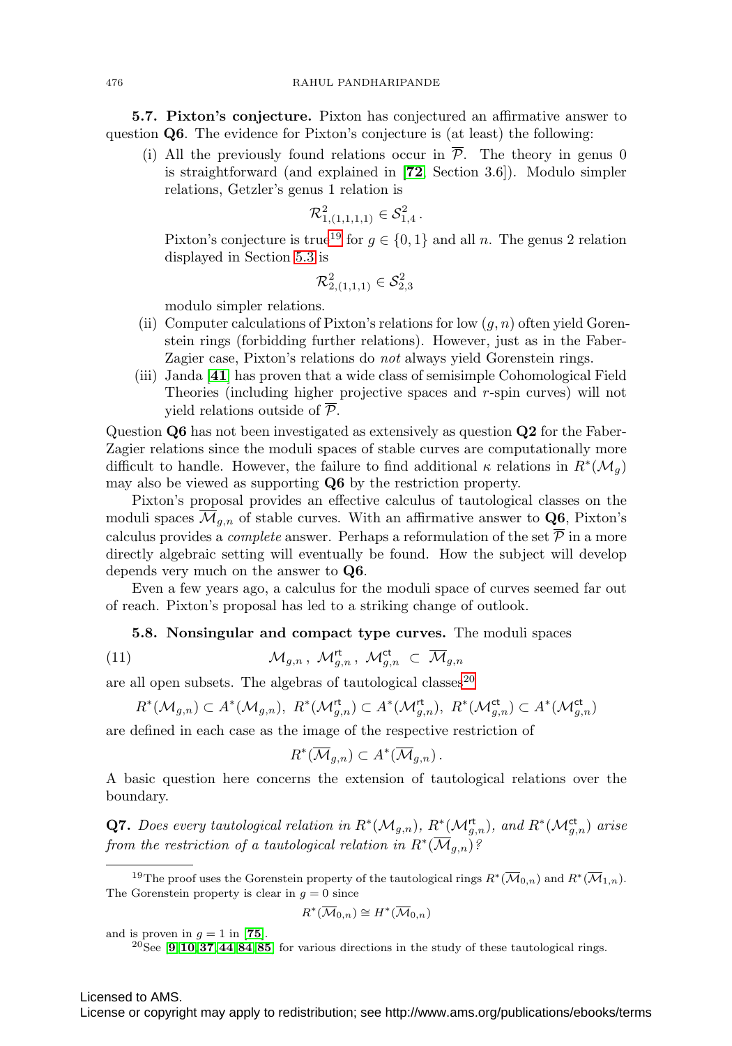**5.7. Pixton's conjecture.** Pixton has conjectured an affirmative answer to question **Q6**. The evidence for Pixton's conjecture is (at least) the following:

(i) All the previously found relations occur in $\overline{\mathcal{P}}$. The theory in genus 0 is straightforward (and explained in [**72**, Section 3.6]). Modulo simpler relations, Getzler's genus 1 relation is

$$\mathcal{R}^2_{1,(1,1,1,1)} \in \mathcal{S}^2_{1,4}\,.$$

Pixton's conjecture is true[19] for $g \in \{0,1\}$ and all $n$. The genus 2 relation displayed in Section 5.3 is

$$\mathcal{R}^2_{2,(1,1,1)} \in \mathcal{S}^2_{2,3}$$

modulo simpler relations.

(ii) Computer calculations of Pixton's relations for low $(g,n)$ often yield Gorenstein rings (forbidding further relations). However, just as in the Faber-Zagier case, Pixton's relations do *not* always yield Gorenstein rings.

(iii) Janda [**41**] has proven that a wide class of semisimple Cohomological Field Theories (including higher projective spaces and $r$-spin curves) will not yield relations outside of $\overline{\mathcal{P}}$.

Question **Q6** has not been investigated as extensively as question **Q2** for the Faber-Zagier relations since the moduli spaces of stable curves are computationally more difficult to handle. However, the failure to find additional $\kappa$ relations in $R^*(\mathcal{M}_g)$ may also be viewed as supporting **Q6** by the restriction property.

Pixton's proposal provides an effective calculus of tautological classes on the moduli spaces $\overline{\mathcal{M}}_{g,n}$ of stable curves. With an affirmative answer to **Q6**, Pixton's calculus provides a *complete* answer. Perhaps a reformulation of the set $\overline{\mathcal{P}}$ in a more directly algebraic setting will eventually be found. How the subject will develop depends very much on the answer to **Q6**.

Even a few years ago, a calculus for the moduli space of curves seemed far out of reach. Pixton's proposal has led to a striking change of outlook.

**5.8. Nonsingular and compact type curves.** The moduli spaces

$$\mathcal{M}_{g,n}\,,\ \mathcal{M}^{\mathsf{rt}}_{g,n}\,,\ \mathcal{M}^{\mathsf{ct}}_{g,n}\ \subset\ \overline{\mathcal{M}}_{g,n} \tag{11}$$

are all open subsets. The algebras of tautological classes[20]

$$R^*(\mathcal{M}_{g,n}) \subset A^*(\mathcal{M}_{g,n}),\ R^*(\mathcal{M}^{\mathsf{rt}}_{g,n}) \subset A^*(\mathcal{M}^{\mathsf{rt}}_{g,n}),\ R^*(\mathcal{M}^{\mathsf{ct}}_{g,n}) \subset A^*(\mathcal{M}^{\mathsf{ct}}_{g,n})$$

are defined in each case as the image of the respective restriction of

$$R^*(\overline{\mathcal{M}}_{g,n}) \subset A^*(\overline{\mathcal{M}}_{g,n})\,.$$

A basic question here concerns the extension of tautological relations over the boundary.

**Q7.** *Does every tautological relation in $R^*(\mathcal{M}_{g,n})$, $R^*(\mathcal{M}^{\mathsf{rt}}_{g,n})$, and $R^*(\mathcal{M}^{\mathsf{ct}}_{g,n})$ arise from the restriction of a tautological relation in $R^*(\overline{\mathcal{M}}_{g,n})$?*

---

[19] The proof uses the Gorenstein property of the tautological rings $R^*(\overline{\mathcal{M}}_{0,n})$ and $R^*(\overline{\mathcal{M}}_{1,n})$. The Gorenstein property is clear in $g=0$ since

$$R^*(\overline{\mathcal{M}}_{0,n}) \cong H^*(\overline{\mathcal{M}}_{0,n})$$

and is proven in $g=1$ in [**75**].

[20] See [**9**, **10**, **37**, **44**, **84**, **85**] for various directions in the study of these tautological rings.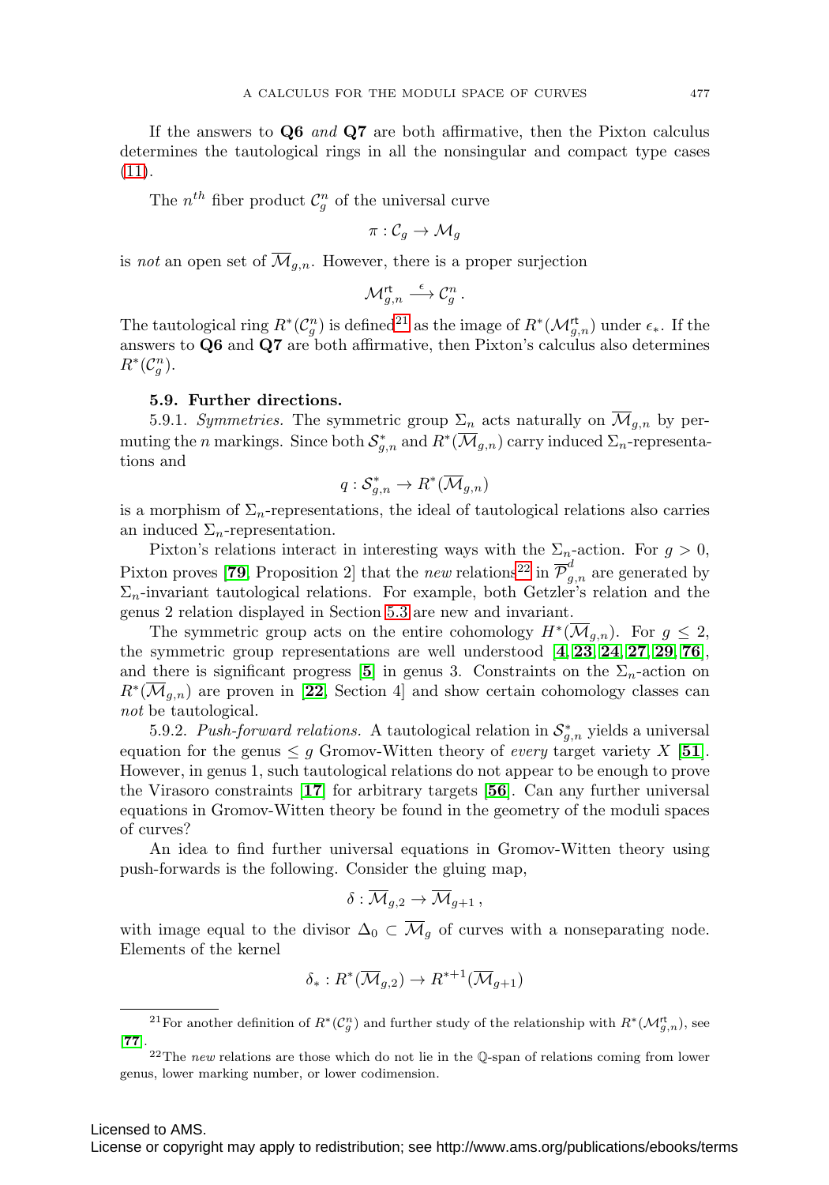If the answers to **Q6** *and* **Q7** are both affirmative, then the Pixton calculus determines the tautological rings in all the nonsingular and compact type cases (11).

The $n^{th}$ fiber product $\mathcal{C}_g^n$ of the universal curve

$$\pi : \mathcal{C}_g \to \mathcal{M}_g$$

is *not* an open set of $\overline{\mathcal{M}}_{g,n}$. However, there is a proper surjection

$$\mathcal{M}_{g,n}^{\mathsf{rt}} \xrightarrow{\epsilon} \mathcal{C}_g^n \,.$$

The tautological ring $R^*(\mathcal{C}_g^n)$ is defined[21] as the image of $R^*(\mathcal{M}_{g,n}^{\mathsf{rt}})$ under $\epsilon_*$. If the answers to **Q6** and **Q7** are both affirmative, then Pixton's calculus also determines $R^*(\mathcal{C}_g^n)$.

#### 5.9. Further directions.

5.9.1. *Symmetries.* The symmetric group $\Sigma_n$ acts naturally on $\overline{\mathcal{M}}_{g,n}$ by permuting the $n$ markings. Since both $\mathcal{S}_{g,n}^*$ and $R^*(\overline{\mathcal{M}}_{g,n})$ carry induced $\Sigma_n$-representations and

$$q : \mathcal{S}_{g,n}^* \to R^*(\overline{\mathcal{M}}_{g,n})$$

is a morphism of $\Sigma_n$-representations, the ideal of tautological relations also carries an induced $\Sigma_n$-representation.

Pixton's relations interact in interesting ways with the $\Sigma_n$-action. For $g > 0$, Pixton proves [**79**, Proposition 2] that the *new* relations[22] in $\overline{\mathcal{P}}_{g,n}^d$ are generated by $\Sigma_n$-invariant tautological relations. For example, both Getzler's relation and the genus 2 relation displayed in Section 5.3 are new and invariant.

The symmetric group acts on the entire cohomology $H^*(\overline{\mathcal{M}}_{g,n})$. For $g \leq 2$, the symmetric group representations are well understood [**4**, **23**, **24**, **27**, **29**, **76**], and there is significant progress [**5**] in genus 3. Constraints on the $\Sigma_n$-action on $R^*(\overline{\mathcal{M}}_{g,n})$ are proven in [**22**, Section 4] and show certain cohomology classes can *not* be tautological.

5.9.2. *Push-forward relations.* A tautological relation in $\mathcal{S}_{g,n}^*$ yields a universal equation for the genus $\leq g$ Gromov-Witten theory of *every* target variety $X$ [**51**]. However, in genus 1, such tautological relations do not appear to be enough to prove the Virasoro constraints [**17**] for arbitrary targets [**56**]. Can any further universal equations in Gromov-Witten theory be found in the geometry of the moduli spaces of curves?

An idea to find further universal equations in Gromov-Witten theory using push-forwards is the following. Consider the gluing map,

$$\delta : \overline{\mathcal{M}}_{g,2} \to \overline{\mathcal{M}}_{g+1} \,,$$

with image equal to the divisor $\Delta_0 \subset \overline{\mathcal{M}}_g$ of curves with a nonseparating node. Elements of the kernel

$$\delta_* : R^*(\overline{\mathcal{M}}_{g,2}) \to R^{*+1}(\overline{\mathcal{M}}_{g+1})$$

[21] For another definition of $R^*(\mathcal{C}_g^n)$ and further study of the relationship with $R^*(\mathcal{M}_{g,n}^{\mathsf{rt}})$, see [**77**].

[22] The *new* relations are those which do not lie in the $\mathbb{Q}$-span of relations coming from lower genus, lower marking number, or lower codimension.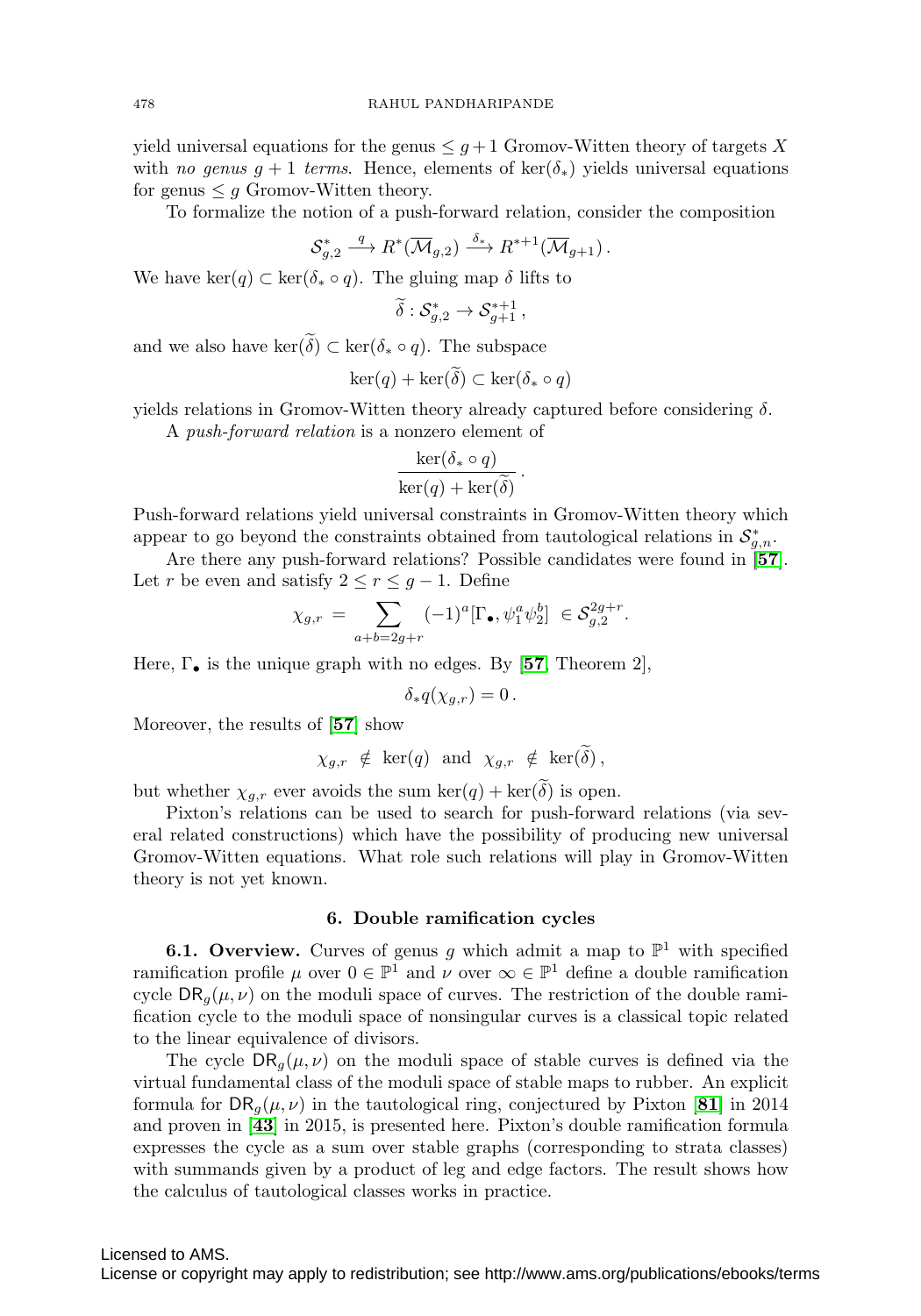yield universal equations for the genus $\leq g+1$ Gromov-Witten theory of targets $X$ with *no genus* $g+1$ *terms*. Hence, elements of $\ker(\delta_*)$ yields universal equations for genus $\leq g$ Gromov-Witten theory.

To formalize the notion of a push-forward relation, consider the composition

$$\mathcal{S}^*_{g,2} \xrightarrow{q} R^*(\overline{\mathcal{M}}_{g,2}) \xrightarrow{\delta_*} R^{*+1}(\overline{\mathcal{M}}_{g+1})\,.$$

We have $\ker(q) \subset \ker(\delta_* \circ q)$. The gluing map $\delta$ lifts to

$$\widetilde{\delta} : \mathcal{S}^*_{g,2} \to \mathcal{S}^{*+1}_{g+1}\,,$$

and we also have $\ker(\widetilde{\delta}) \subset \ker(\delta_* \circ q)$. The subspace

$$\ker(q) + \ker(\widetilde{\delta}) \subset \ker(\delta_* \circ q)$$

yields relations in Gromov-Witten theory already captured before considering $\delta$.

A *push-forward relation* is a nonzero element of

$$\frac{\ker(\delta_* \circ q)}{\ker(q) + \ker(\widetilde{\delta})}\,.$$

Push-forward relations yield universal constraints in Gromov-Witten theory which appear to go beyond the constraints obtained from tautological relations in $\mathcal{S}^*_{g,n}$.

Are there any push-forward relations? Possible candidates were found in [**57**]. Let $r$ be even and satisfy $2 \leq r \leq g-1$. Define

$$\chi_{g,r} \;=\; \sum_{a+b=2g+r} (-1)^a [\Gamma_\bullet, \psi_1^a \psi_2^b] \;\in \mathcal{S}^{2g+r}_{g,2}.$$

Here, $\Gamma_\bullet$ is the unique graph with no edges. By [**57**, Theorem 2],

$$\delta_* q(\chi_{g,r}) = 0\,.$$

Moreover, the results of [**57**] show

$$\chi_{g,r} \;\notin\; \ker(q) \;\;\text{and}\;\; \chi_{g,r} \;\notin\; \ker(\widetilde{\delta})\,,$$

but whether $\chi_{g,r}$ ever avoids the sum $\ker(q) + \ker(\widetilde{\delta})$ is open.

Pixton's relations can be used to search for push-forward relations (via several related constructions) which have the possibility of producing new universal Gromov-Witten equations. What role such relations will play in Gromov-Witten theory is not yet known.

## 6. Double ramification cycles

**6.1. Overview.** Curves of genus $g$ which admit a map to $\mathbb{P}^1$ with specified ramification profile $\mu$ over $0 \in \mathbb{P}^1$ and $\nu$ over $\infty \in \mathbb{P}^1$ define a double ramification cycle $\mathsf{DR}_g(\mu,\nu)$ on the moduli space of curves. The restriction of the double ramification cycle to the moduli space of nonsingular curves is a classical topic related to the linear equivalence of divisors.

The cycle $\mathsf{DR}_g(\mu,\nu)$ on the moduli space of stable curves is defined via the virtual fundamental class of the moduli space of stable maps to rubber. An explicit formula for $\mathsf{DR}_g(\mu,\nu)$ in the tautological ring, conjectured by Pixton [**81**] in 2014 and proven in [**43**] in 2015, is presented here. Pixton's double ramification formula expresses the cycle as a sum over stable graphs (corresponding to strata classes) with summands given by a product of leg and edge factors. The result shows how the calculus of tautological classes works in practice.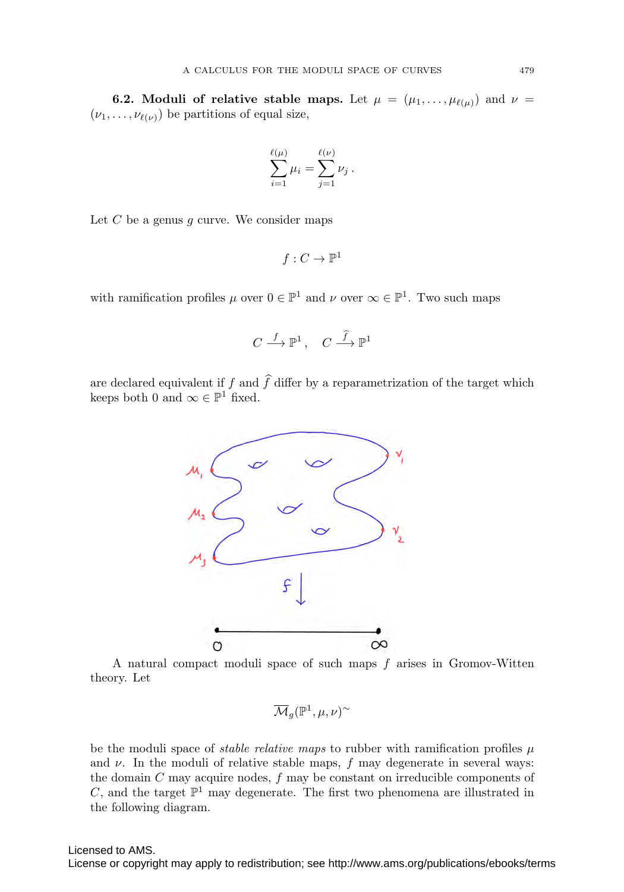**6.2. Moduli of relative stable maps.** Let $\mu = (\mu_1, \ldots, \mu_{\ell(\mu)})$ and $\nu = (\nu_1, \ldots, \nu_{\ell(\nu)})$ be partitions of equal size,

$$\sum_{i=1}^{\ell(\mu)} \mu_i = \sum_{j=1}^{\ell(\nu)} \nu_j \,.$$

Let $C$ be a genus $g$ curve. We consider maps

$$f : C \to \mathbb{P}^1$$

with ramification profiles $\mu$ over $0 \in \mathbb{P}^1$ and $\nu$ over $\infty \in \mathbb{P}^1$. Two such maps

$$C \xrightarrow{f} \mathbb{P}^1 \,, \quad C \xrightarrow{\widehat{f}} \mathbb{P}^1$$

are declared equivalent if $f$ and $\widehat{f}$ differ by a reparametrization of the target which keeps both $0$ and $\infty \in \mathbb{P}^1$ fixed.

A natural compact moduli space of such maps $f$ arises in Gromov-Witten theory. Let

$$\overline{\mathcal{M}}_g(\mathbb{P}^1, \mu, \nu)^\sim$$

be the moduli space of *stable relative maps* to rubber with ramification profiles $\mu$ and $\nu$. In the moduli of relative stable maps, $f$ may degenerate in several ways: the domain $C$ may acquire nodes, $f$ may be constant on irreducible components of $C$, and the target $\mathbb{P}^1$ may degenerate. The first two phenomena are illustrated in the following diagram.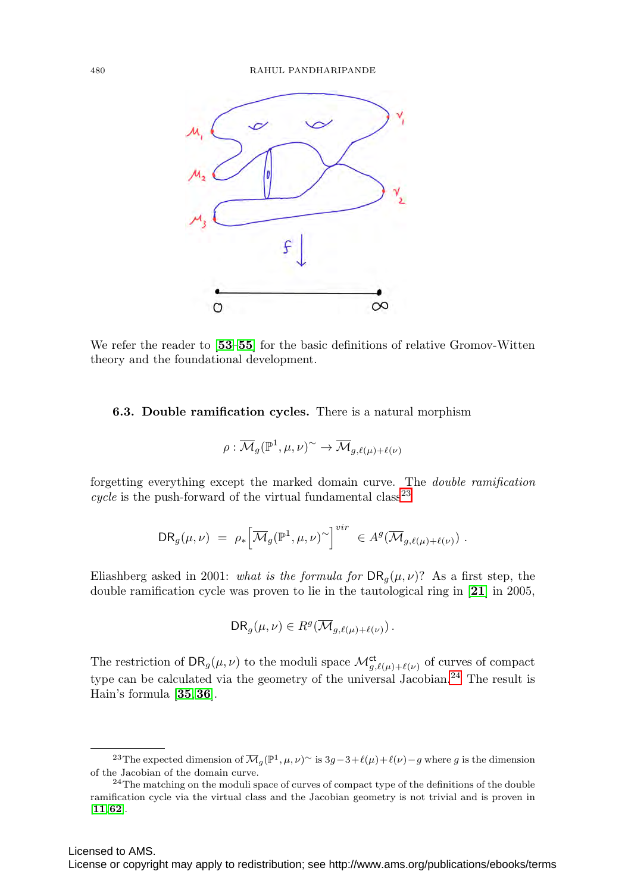We refer the reader to [53–55] for the basic definitions of relative Gromov-Witten theory and the foundational development.

### 6.3. Double ramification cycles.

There is a natural morphism

$$\rho : \overline{\mathcal{M}}_g(\mathbb{P}^1, \mu, \nu)^\sim \to \overline{\mathcal{M}}_{g,\ell(\mu)+\ell(\nu)}$$

forgetting everything except the marked domain curve. The *double ramification cycle* is the push-forward of the virtual fundamental class[23]

$$\mathsf{DR}_g(\mu,\nu) \;=\; \rho_*\Big[\overline{\mathcal{M}}_g(\mathbb{P}^1,\mu,\nu)^\sim\Big]^{vir} \;\in A^g(\overline{\mathcal{M}}_{g,\ell(\mu)+\ell(\nu)})\;.$$

Eliashberg asked in 2001: *what is the formula for* $\mathsf{DR}_g(\mu,\nu)$? As a first step, the double ramification cycle was proven to lie in the tautological ring in [21] in 2005,

$$\mathsf{DR}_g(\mu,\nu) \in R^g(\overline{\mathcal{M}}_{g,\ell(\mu)+\ell(\nu)})\,.$$

The restriction of $\mathsf{DR}_g(\mu,\nu)$ to the moduli space $\mathcal{M}^{\mathsf{ct}}_{g,\ell(\mu)+\ell(\nu)}$ of curves of compact type can be calculated via the geometry of the universal Jacobian.[24] The result is Hain's formula [35, 36].

---

[23] The expected dimension of $\overline{\mathcal{M}}_g(\mathbb{P}^1,\mu,\nu)^\sim$ is $3g-3+\ell(\mu)+\ell(\nu)-g$ where $g$ is the dimension of the Jacobian of the domain curve.

[24] The matching on the moduli space of curves of compact type of the definitions of the double ramification cycle via the virtual class and the Jacobian geometry is not trivial and is proven in [11, 62].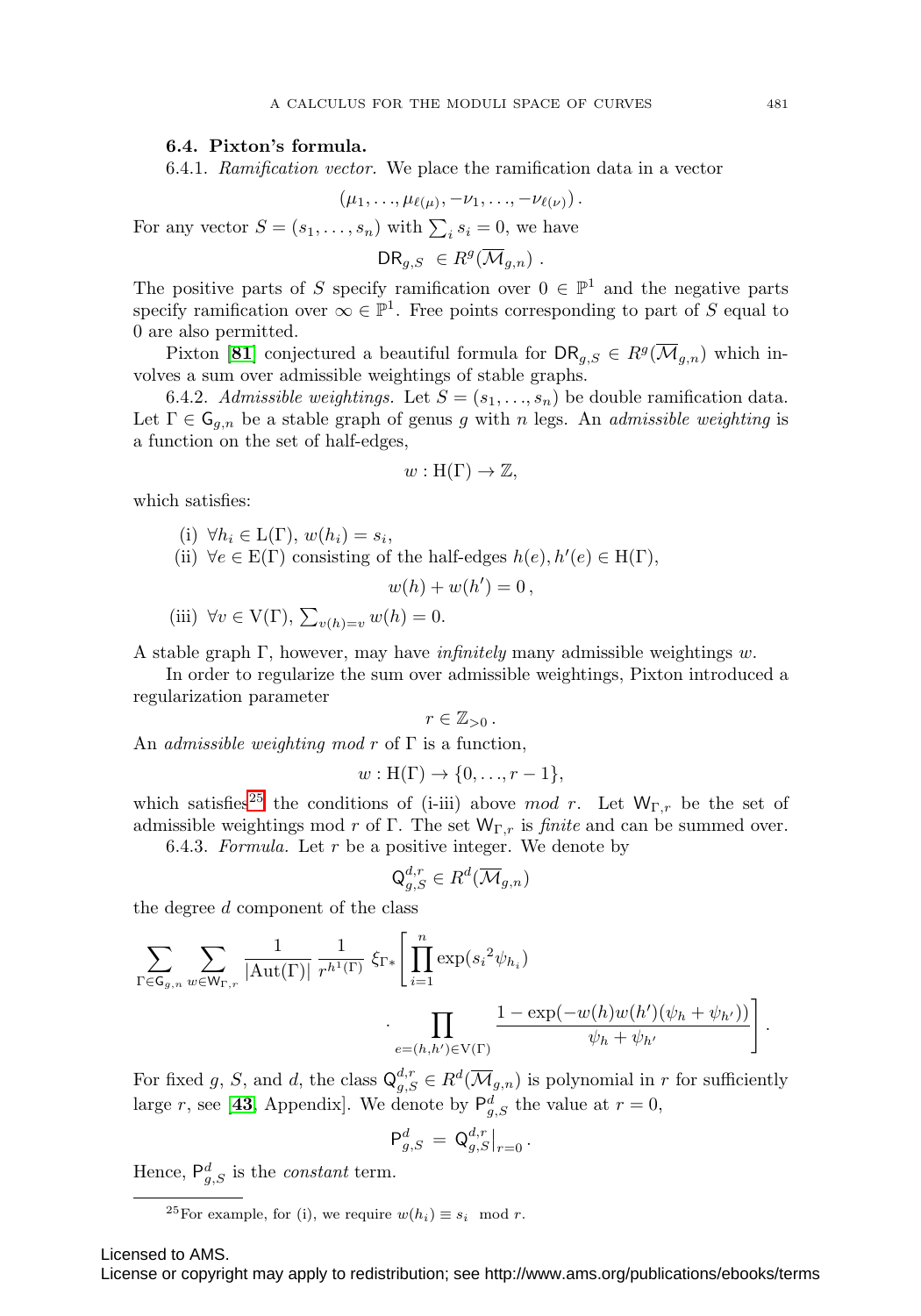### 6.4. Pixton's formula.

6.4.1. *Ramification vector.* We place the ramification data in a vector

$$(\mu_1, \ldots, \mu_{\ell(\mu)}, -\nu_1, \ldots, -\nu_{\ell(\nu)})\,.$$

For any vector $S = (s_1, \ldots, s_n)$ with $\sum_i s_i = 0$, we have

$$\mathsf{DR}_{g,S} \ \in R^g(\overline{\mathcal{M}}_{g,n})\ .$$

The positive parts of $S$ specify ramification over $0 \in \mathbb{P}^1$ and the negative parts specify ramification over $\infty \in \mathbb{P}^1$. Free points corresponding to part of $S$ equal to 0 are also permitted.

Pixton [**81**] conjectured a beautiful formula for $\mathsf{DR}_{g,S} \in R^g(\overline{\mathcal{M}}_{g,n})$ which involves a sum over admissible weightings of stable graphs.

6.4.2. *Admissible weightings.* Let $S = (s_1, \ldots, s_n)$ be double ramification data. Let $\Gamma \in \mathsf{G}_{g,n}$ be a stable graph of genus $g$ with $n$ legs. An *admissible weighting* is a function on the set of half-edges,

$$w : \mathrm{H}(\Gamma) \to \mathbb{Z},$$

which satisfies:

(i) $\forall h_i \in \mathrm{L}(\Gamma)$, $w(h_i) = s_i$,

(ii) $\forall e \in \mathrm{E}(\Gamma)$ consisting of the half-edges $h(e), h'(e) \in \mathrm{H}(\Gamma)$,

$$w(h) + w(h') = 0\,,$$

(iii) $\forall v \in \mathrm{V}(\Gamma)$, $\sum_{v(h)=v} w(h) = 0$.

A stable graph $\Gamma$, however, may have *infinitely* many admissible weightings $w$.

In order to regularize the sum over admissible weightings, Pixton introduced a regularization parameter

$$r \in \mathbb{Z}_{>0}\,.$$

An *admissible weighting mod $r$* of $\Gamma$ is a function,

$$w : \mathrm{H}(\Gamma) \to \{0, \ldots, r-1\},$$

which satisfies[25] the conditions of (i-iii) above *mod* $r$. Let $\mathsf{W}_{\Gamma,r}$ be the set of admissible weightings mod $r$ of $\Gamma$. The set $\mathsf{W}_{\Gamma,r}$ is *finite* and can be summed over.

6.4.3. *Formula.* Let $r$ be a positive integer. We denote by

$$\mathsf{Q}^{d,r}_{g,S} \in R^d(\overline{\mathcal{M}}_{g,n})$$

the degree $d$ component of the class

$$\sum_{\Gamma \in \mathsf{G}_{g,n}} \sum_{w \in \mathsf{W}_{\Gamma,r}} \frac{1}{|\mathrm{Aut}(\Gamma)|} \frac{1}{r^{h^1(\Gamma)}} \, \xi_{\Gamma*}\left[ \prod_{i=1}^{n} \exp({s_i}^2 \psi_{h_i}) \cdot \prod_{e=(h,h') \in \mathrm{V}(\Gamma)} \frac{1 - \exp(-w(h)w(h')(\psi_h + \psi_{h'}))}{\psi_h + \psi_{h'}} \right].$$

For fixed $g$, $S$, and $d$, the class $\mathsf{Q}^{d,r}_{g,S} \in R^d(\overline{\mathcal{M}}_{g,n})$ is polynomial in $r$ for sufficiently large $r$, see [**43**, Appendix]. We denote by $\mathsf{P}^d_{g,S}$ the value at $r = 0$,

$$\mathsf{P}^d_{g,S} \,=\, \mathsf{Q}^{d,r}_{g,S}\big|_{r=0}\,.$$

Hence, $\mathsf{P}^d_{g,S}$ is the *constant* term.

[25] For example, for (i), we require $w(h_i) \equiv s_i \mod r$.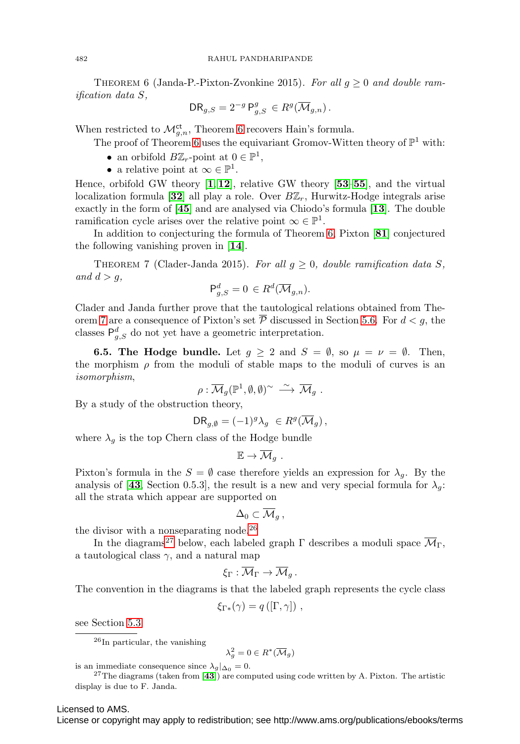Theorem 6 (Janda-P.-Pixton-Zvonkine 2015). *For all $g \geq 0$ and double ramification data $S$,*

$$\mathsf{DR}_{g,S} = 2^{-g}\, \mathsf{P}^g_{g,S} \in R^g(\overline{\mathcal{M}}_{g,n})\,.$$

When restricted to $\mathcal{M}^{\mathrm{ct}}_{g,n}$, Theorem 6 recovers Hain's formula.

The proof of Theorem 6 uses the equivariant Gromov-Witten theory of $\mathbb{P}^1$ with:

- an orbifold $B\mathbb{Z}_r$-point at $0 \in \mathbb{P}^1$,
- a relative point at $\infty \in \mathbb{P}^1$.

Hence, orbifold GW theory [**1**, **12**], relative GW theory [**53**–**55**], and the virtual localization formula [**32**] all play a role. Over $B\mathbb{Z}_r$, Hurwitz-Hodge integrals arise exactly in the form of [**45**] and are analysed via Chiodo's formula [**13**]. The double ramification cycle arises over the relative point $\infty \in \mathbb{P}^1$.

In addition to conjecturing the formula of Theorem 6, Pixton [**81**] conjectured the following vanishing proven in [**14**].

Theorem 7 (Clader-Janda 2015). *For all $g \geq 0$, double ramification data $S$, and $d > g$,*

$$\mathsf{P}^d_{g,S} = 0 \in R^d(\overline{\mathcal{M}}_{g,n}).$$

Clader and Janda further prove that the tautological relations obtained from Theorem 7 are a consequence of Pixton's set $\overline{\mathcal{P}}$ discussed in Section 5.6. For $d < g$, the classes $\mathsf{P}^d_{g,S}$ do not yet have a geometric interpretation.

**6.5. The Hodge bundle.** Let $g \geq 2$ and $S = \emptyset$, so $\mu = \nu = \emptyset$. Then, the morphism $\rho$ from the moduli of stable maps to the moduli of curves is an *isomorphism*,

$$\rho : \overline{\mathcal{M}}_g(\mathbb{P}^1, \emptyset, \emptyset)^\sim \stackrel{\sim}{\longrightarrow} \overline{\mathcal{M}}_g\ .$$

By a study of the obstruction theory,

$$\mathsf{DR}_{g,\emptyset} = (-1)^g \lambda_g \ \in R^g(\overline{\mathcal{M}}_g)\,,$$

where $\lambda_g$ is the top Chern class of the Hodge bundle

$$\mathbb{E} \to \overline{\mathcal{M}}_g\ .$$

Pixton's formula in the $S = \emptyset$ case therefore yields an expression for $\lambda_g$. By the analysis of [**43**, Section 0.5.3], the result is a new and very special formula for $\lambda_g$: all the strata which appear are supported on

$$\Delta_0 \subset \overline{\mathcal{M}}_g\,,$$

the divisor with a nonseparating node.[26]

In the diagrams[27] below, each labeled graph $\Gamma$ describes a moduli space $\overline{\mathcal{M}}_\Gamma$, a tautological class $\gamma$, and a natural map

$$\xi_\Gamma : \overline{\mathcal{M}}_\Gamma \to \overline{\mathcal{M}}_g\,.$$

The convention in the diagrams is that the labeled graph represents the cycle class

$$\xi_{\Gamma*}(\gamma) = q\left([\Gamma, \gamma]\right)\,,$$

see Section 5.3.

---

[26] In particular, the vanishing

$$\lambda_g^2 = 0 \in R^*(\overline{\mathcal{M}}_g)$$

is an immediate consequence since $\lambda_g|_{\Delta_0} = 0$.

[27] The diagrams (taken from [**43**]) are computed using code written by A. Pixton. The artistic display is due to F. Janda.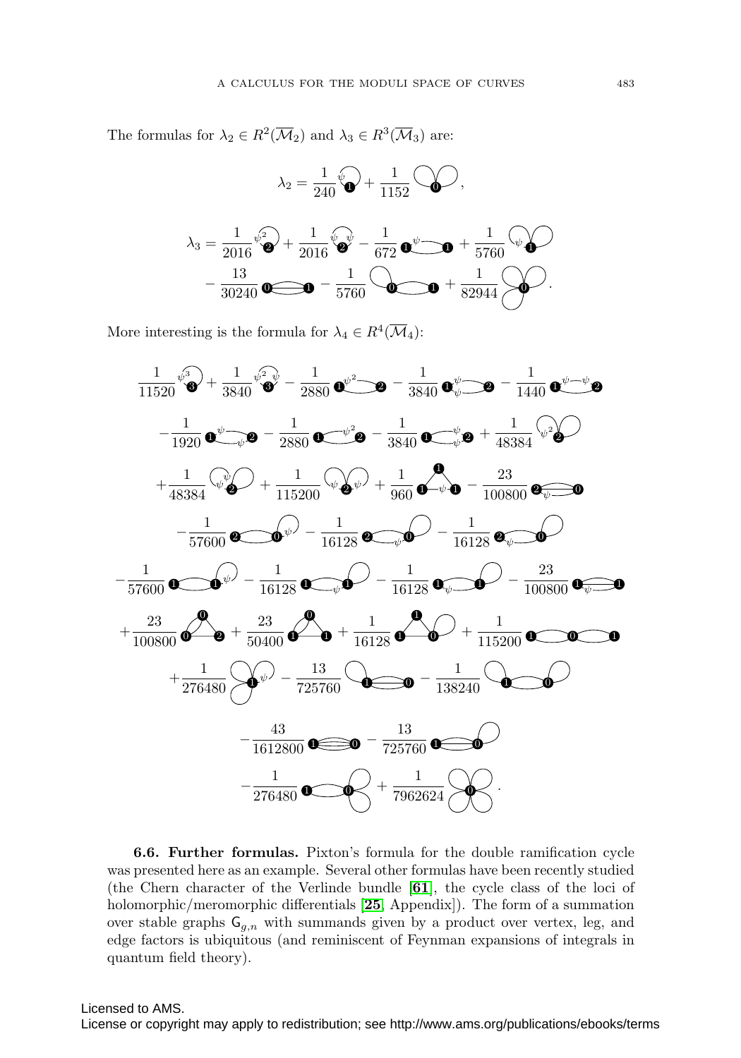The formulas for $\lambda_2 \in R^2(\overline{\mathcal{M}}_2)$ and $\lambda_3 \in R^3(\overline{\mathcal{M}}_3)$ are:

$$\lambda_2 = \frac{1}{240} [\text{graph}] + \frac{1}{1152} [\text{graph}],$$

$$\lambda_3 = \frac{1}{2016} [\text{graph}] + \frac{1}{2016} [\text{graph}] - \frac{1}{672} [\text{graph}] + \frac{1}{5760} [\text{graph}] - \frac{13}{30240} [\text{graph}] - \frac{1}{5760} [\text{graph}] + \frac{1}{82944} [\text{graph}].$$

More interesting is the formula for $\lambda_4 \in R^4(\overline{\mathcal{M}}_4)$:

$$\frac{1}{11520} [\text{graph}] + \frac{1}{3840} [\text{graph}] - \frac{1}{2880} [\text{graph}] - \frac{1}{3840} [\text{graph}] - \frac{1}{1440} [\text{graph}]$$
$$- \frac{1}{1920} [\text{graph}] - \frac{1}{2880} [\text{graph}] - \frac{1}{3840} [\text{graph}] + \frac{1}{48384} [\text{graph}]$$
$$+ \frac{1}{48384} [\text{graph}] + \frac{1}{115200} [\text{graph}] + \frac{1}{960} [\text{graph}] - \frac{23}{100800} [\text{graph}]$$
$$- \frac{1}{57600} [\text{graph}] - \frac{1}{16128} [\text{graph}] - \frac{1}{16128} [\text{graph}]$$
$$- \frac{1}{57600} [\text{graph}] - \frac{1}{16128} [\text{graph}] - \frac{1}{16128} [\text{graph}] - \frac{23}{100800} [\text{graph}]$$
$$+ \frac{23}{100800} [\text{graph}] + \frac{23}{50400} [\text{graph}] + \frac{1}{16128} [\text{graph}] + \frac{1}{115200} [\text{graph}]$$
$$+ \frac{1}{276480} [\text{graph}] - \frac{13}{725760} [\text{graph}] - \frac{1}{138240} [\text{graph}]$$
$$- \frac{43}{1612800} [\text{graph}] - \frac{13}{725760} [\text{graph}]$$
$$- \frac{1}{276480} [\text{graph}] + \frac{1}{7962624} [\text{graph}].$$

**6.6. Further formulas.** Pixton's formula for the double ramification cycle was presented here as an example. Several other formulas have been recently studied (the Chern character of the Verlinde bundle [**61**], the cycle class of the loci of holomorphic/meromorphic differentials [**25** Appendix]). The form of a summation over stable graphs $\mathsf{G}_{g,n}$ with summands given by a product over vertex, leg, and edge factors is ubiquitous (and reminiscent of Feynman expansions of integrals in quantum field theory).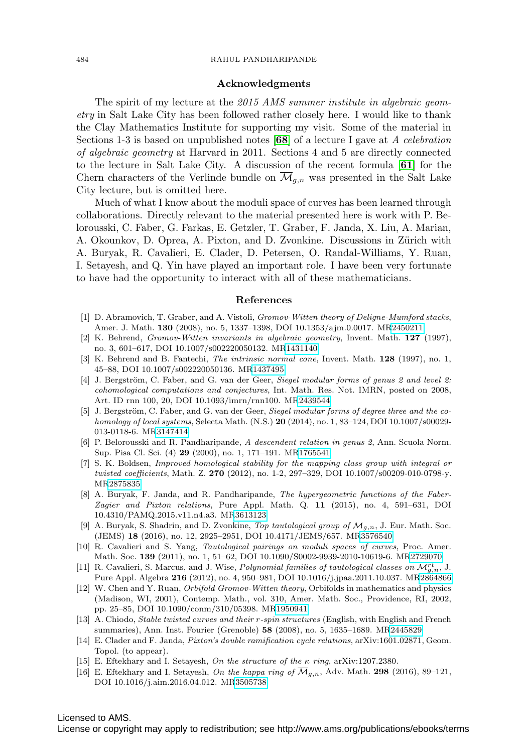## Acknowledgments

The spirit of my lecture at the *2015 AMS summer institute in algebraic geometry* in Salt Lake City has been followed rather closely here. I would like to thank the Clay Mathematics Institute for supporting my visit. Some of the material in Sections 1-3 is based on unpublished notes [**68**] of a lecture I gave at *A celebration of algebraic geometry* at Harvard in 2011. Sections 4 and 5 are directly connected to the lecture in Salt Lake City. A discussion of the recent formula [**61**] for the Chern characters of the Verlinde bundle on $\overline{\mathcal{M}}_{g,n}$ was presented in the Salt Lake City lecture, but is omitted here.

Much of what I know about the moduli space of curves has been learned through collaborations. Directly relevant to the material presented here is work with P. Belorousski, C. Faber, G. Farkas, E. Getzler, T. Graber, F. Janda, X. Liu, A. Marian, A. Okounkov, D. Oprea, A. Pixton, and D. Zvonkine. Discussions in Zürich with A. Buryak, R. Cavalieri, E. Clader, D. Petersen, O. Randal-Williams, Y. Ruan, I. Setayesh, and Q. Yin have played an important role. I have been very fortunate to have had the opportunity to interact with all of these mathematicians.

## References

[1] D. Abramovich, T. Graber, and A. Vistoli, *Gromov-Witten theory of Deligne-Mumford stacks*, Amer. J. Math. **130** (2008), no. 5, 1337–1398, DOI 10.1353/ajm.0.0017. MR2450211

[2] K. Behrend, *Gromov-Witten invariants in algebraic geometry*, Invent. Math. **127** (1997), no. 3, 601–617, DOI 10.1007/s002220050132. MR1431140

[3] K. Behrend and B. Fantechi, *The intrinsic normal cone*, Invent. Math. **128** (1997), no. 1, 45–88, DOI 10.1007/s002220050136. MR1437495

[4] J. Bergström, C. Faber, and G. van der Geer, *Siegel modular forms of genus 2 and level 2: cohomological computations and conjectures*, Int. Math. Res. Not. IMRN, posted on 2008, Art. ID rnn 100, 20, DOI 10.1093/imrn/rnn100. MR2439544

[5] J. Bergström, C. Faber, and G. van der Geer, *Siegel modular forms of degree three and the cohomology of local systems*, Selecta Math. (N.S.) **20** (2014), no. 1, 83–124, DOI 10.1007/s00029-013-0118-6. MR3147414

[6] P. Belorousski and R. Pandharipande, *A descendent relation in genus 2*, Ann. Scuola Norm. Sup. Pisa Cl. Sci. (4) **29** (2000), no. 1, 171–191. MR1765541

[7] S. K. Boldsen, *Improved homological stability for the mapping class group with integral or twisted coefficients*, Math. Z. **270** (2012), no. 1-2, 297–329, DOI 10.1007/s00209-010-0798-y. MR2875835

[8] A. Buryak, F. Janda, and R. Pandharipande, *The hypergeometric functions of the Faber-Zagier and Pixton relations*, Pure Appl. Math. Q. **11** (2015), no. 4, 591–631, DOI 10.4310/PAMQ.2015.v11.n4.a3. MR3613123

[9] A. Buryak, S. Shadrin, and D. Zvonkine, *Top tautological group of $\mathcal{M}_{g,n}$*, J. Eur. Math. Soc. (JEMS) **18** (2016), no. 12, 2925–2951, DOI 10.4171/JEMS/657. MR3576540

[10] R. Cavalieri and S. Yang, *Tautological pairings on moduli spaces of curves*, Proc. Amer. Math. Soc. **139** (2011), no. 1, 51–62, DOI 10.1090/S0002-9939-2010-10619-6. MR2729070

[11] R. Cavalieri, S. Marcus, and J. Wise, *Polynomial families of tautological classes on $\mathcal{M}^{rt}_{g,n}$*, J. Pure Appl. Algebra **216** (2012), no. 4, 950–981, DOI 10.1016/j.jpaa.2011.10.037. MR2864866

[12] W. Chen and Y. Ruan, *Orbifold Gromov-Witten theory*, Orbifolds in mathematics and physics (Madison, WI, 2001), Contemp. Math., vol. 310, Amer. Math. Soc., Providence, RI, 2002, pp. 25–85, DOI 10.1090/conm/310/05398. MR1950941

[13] A. Chiodo, *Stable twisted curves and their r-spin structures* (English, with English and French summaries), Ann. Inst. Fourier (Grenoble) **58** (2008), no. 5, 1635–1689. MR2445829

[14] E. Clader and F. Janda, *Pixton's double ramification cycle relations*, arXiv:1601.02871, Geom. Topol. (to appear).

[15] E. Eftekhary and I. Setayesh, *On the structure of the κ ring*, arXiv:1207.2380.

[16] E. Eftekhary and I. Setayesh, *On the kappa ring of $\overline{\mathcal{M}}_{g,n}$*, Adv. Math. **298** (2016), 89–121, DOI 10.1016/j.aim.2016.04.012. MR3505738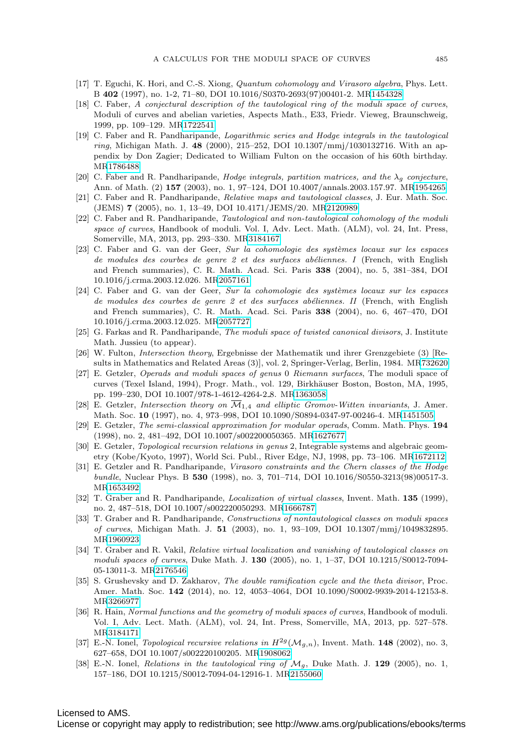[17] T. Eguchi, K. Hori, and C.-S. Xiong, *Quantum cohomology and Virasoro algebra*, Phys. Lett. B **402** (1997), no. 1-2, 71–80, DOI 10.1016/S0370-2693(97)00401-2. MR1454328

[18] C. Faber, *A conjectural description of the tautological ring of the moduli space of curves*, Moduli of curves and abelian varieties, Aspects Math., E33, Friedr. Vieweg, Braunschweig, 1999, pp. 109–129. MR1722541

[19] C. Faber and R. Pandharipande, *Logarithmic series and Hodge integrals in the tautological ring*, Michigan Math. J. **48** (2000), 215–252, DOI 10.1307/mmj/1030132716. With an appendix by Don Zagier; Dedicated to William Fulton on the occasion of his 60th birthday. MR1786488

[20] C. Faber and R. Pandharipande, *Hodge integrals, partition matrices, and the $\lambda_g$ conjecture*, Ann. of Math. (2) **157** (2003), no. 1, 97–124, DOI 10.4007/annals.2003.157.97. MR1954265

[21] C. Faber and R. Pandharipande, *Relative maps and tautological classes*, J. Eur. Math. Soc. (JEMS) **7** (2005), no. 1, 13–49, DOI 10.4171/JEMS/20. MR2120989

[22] C. Faber and R. Pandharipande, *Tautological and non-tautological cohomology of the moduli space of curves*, Handbook of moduli. Vol. I, Adv. Lect. Math. (ALM), vol. 24, Int. Press, Somerville, MA, 2013, pp. 293–330. MR3184167

[23] C. Faber and G. van der Geer, *Sur la cohomologie des systèmes locaux sur les espaces de modules des courbes de genre 2 et des surfaces abéliennes. I* (French, with English and French summaries), C. R. Math. Acad. Sci. Paris **338** (2004), no. 5, 381–384, DOI 10.1016/j.crma.2003.12.026. MR2057161

[24] C. Faber and G. van der Geer, *Sur la cohomologie des systèmes locaux sur les espaces de modules des courbes de genre 2 et des surfaces abéliennes. II* (French, with English and French summaries), C. R. Math. Acad. Sci. Paris **338** (2004), no. 6, 467–470, DOI 10.1016/j.crma.2003.12.025. MR2057727

[25] G. Farkas and R. Pandharipande, *The moduli space of twisted canonical divisors*, J. Institute Math. Jussieu (to appear).

[26] W. Fulton, *Intersection theory*, Ergebnisse der Mathematik und ihrer Grenzgebiete (3) [Results in Mathematics and Related Areas (3)], vol. 2, Springer-Verlag, Berlin, 1984. MR732620

[27] E. Getzler, *Operads and moduli spaces of genus 0 Riemann surfaces*, The moduli space of curves (Texel Island, 1994), Progr. Math., vol. 129, Birkhäuser Boston, Boston, MA, 1995, pp. 199–230, DOI 10.1007/978-1-4612-4264-2_8. MR1363058

[28] E. Getzler, *Intersection theory on $\overline{\mathcal{M}}_{1,4}$ and elliptic Gromov-Witten invariants*, J. Amer. Math. Soc. **10** (1997), no. 4, 973–998, DOI 10.1090/S0894-0347-97-00246-4. MR1451505

[29] E. Getzler, *The semi-classical approximation for modular operads*, Comm. Math. Phys. **194** (1998), no. 2, 481–492, DOI 10.1007/s002200050365. MR1627677

[30] E. Getzler, *Topological recursion relations in genus 2*, Integrable systems and algebraic geometry (Kobe/Kyoto, 1997), World Sci. Publ., River Edge, NJ, 1998, pp. 73–106. MR1672112

[31] E. Getzler and R. Pandharipande, *Virasoro constraints and the Chern classes of the Hodge bundle*, Nuclear Phys. B **530** (1998), no. 3, 701–714, DOI 10.1016/S0550-3213(98)00517-3. MR1653492

[32] T. Graber and R. Pandharipande, *Localization of virtual classes*, Invent. Math. **135** (1999), no. 2, 487–518, DOI 10.1007/s002220050293. MR1666787

[33] T. Graber and R. Pandharipande, *Constructions of nontautological classes on moduli spaces of curves*, Michigan Math. J. **51** (2003), no. 1, 93–109, DOI 10.1307/mmj/1049832895. MR1960923

[34] T. Graber and R. Vakil, *Relative virtual localization and vanishing of tautological classes on moduli spaces of curves*, Duke Math. J. **130** (2005), no. 1, 1–37, DOI 10.1215/S0012-7094-05-13011-3. MR2176546

[35] S. Grushevsky and D. Zakharov, *The double ramification cycle and the theta divisor*, Proc. Amer. Math. Soc. **142** (2014), no. 12, 4053–4064, DOI 10.1090/S0002-9939-2014-12153-8. MR3266977

[36] R. Hain, *Normal functions and the geometry of moduli spaces of curves*, Handbook of moduli. Vol. I, Adv. Lect. Math. (ALM), vol. 24, Int. Press, Somerville, MA, 2013, pp. 527–578. MR3184171

[37] E.-N. Ionel, *Topological recursive relations in $H^{2g}(\mathcal{M}_{g,n})$*, Invent. Math. **148** (2002), no. 3, 627–658, DOI 10.1007/s002220100205. MR1908062

[38] E.-N. Ionel, *Relations in the tautological ring of $\mathcal{M}_g$*, Duke Math. J. **129** (2005), no. 1, 157–186, DOI 10.1215/S0012-7094-04-12916-1. MR2155060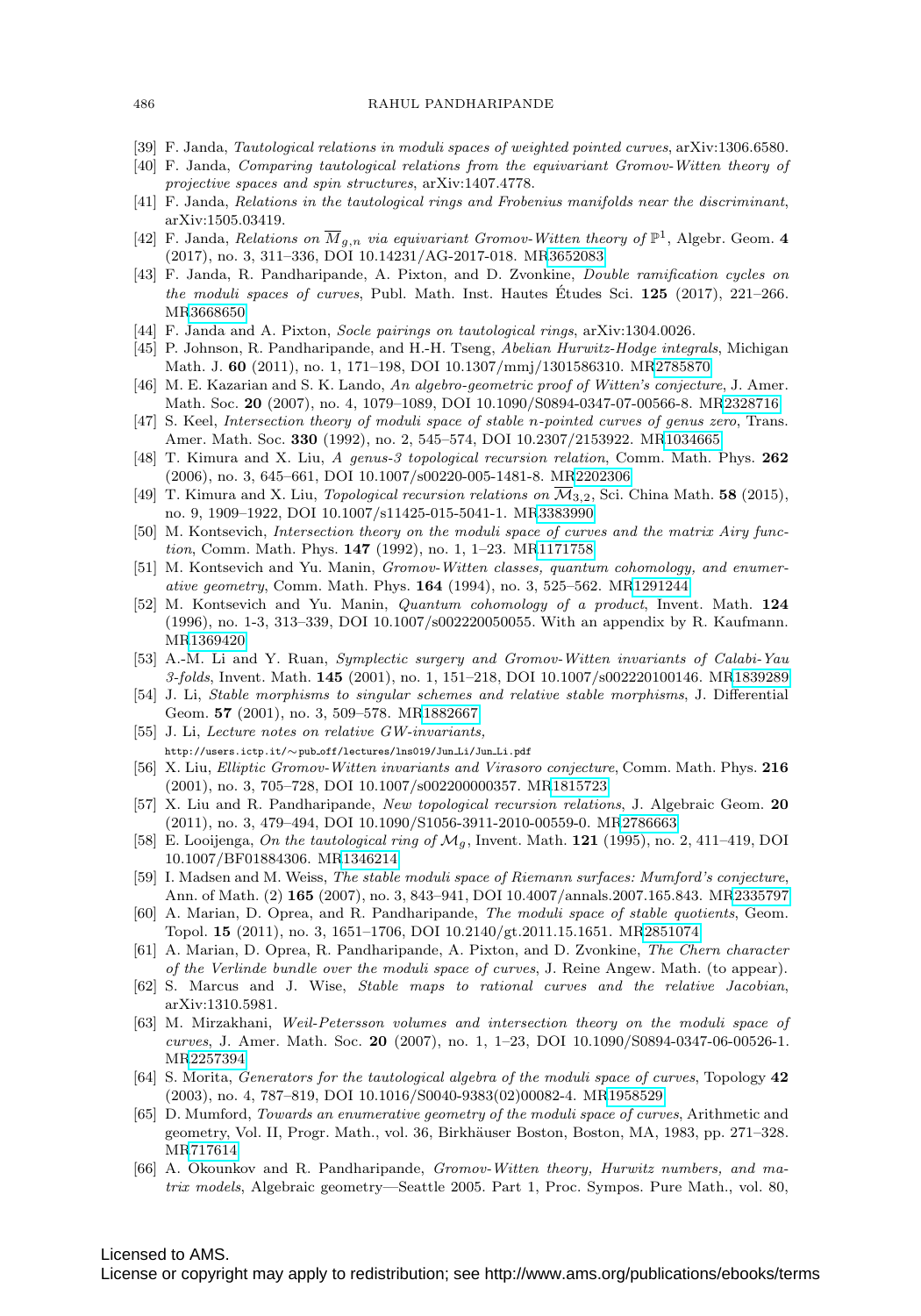[39] F. Janda, *Tautological relations in moduli spaces of weighted pointed curves*, arXiv:1306.6580.

[40] F. Janda, *Comparing tautological relations from the equivariant Gromov-Witten theory of projective spaces and spin structures*, arXiv:1407.4778.

[41] F. Janda, *Relations in the tautological rings and Frobenius manifolds near the discriminant*, arXiv:1505.03419.

[42] F. Janda, *Relations on $\overline{M}_{g,n}$ via equivariant Gromov-Witten theory of $\mathbb{P}^1$*, Algebr. Geom. **4** (2017), no. 3, 311–336, DOI 10.14231/AG-2017-018. MR3652083

[43] F. Janda, R. Pandharipande, A. Pixton, and D. Zvonkine, *Double ramification cycles on the moduli spaces of curves*, Publ. Math. Inst. Hautes Études Sci. **125** (2017), 221–266. MR3668650

[44] F. Janda and A. Pixton, *Socle pairings on tautological rings*, arXiv:1304.0026.

[45] P. Johnson, R. Pandharipande, and H.-H. Tseng, *Abelian Hurwitz-Hodge integrals*, Michigan Math. J. **60** (2011), no. 1, 171–198, DOI 10.1307/mmj/1301586310. MR2785870

[46] M. E. Kazarian and S. K. Lando, *An algebro-geometric proof of Witten's conjecture*, J. Amer. Math. Soc. **20** (2007), no. 4, 1079–1089, DOI 10.1090/S0894-0347-07-00566-8. MR2328716

[47] S. Keel, *Intersection theory of moduli space of stable n-pointed curves of genus zero*, Trans. Amer. Math. Soc. **330** (1992), no. 2, 545–574, DOI 10.2307/2153922. MR1034665

[48] T. Kimura and X. Liu, *A genus-3 topological recursion relation*, Comm. Math. Phys. **262** (2006), no. 3, 645–661, DOI 10.1007/s00220-005-1481-8. MR2202306

[49] T. Kimura and X. Liu, *Topological recursion relations on $\overline{\mathcal{M}}_{3,2}$*, Sci. China Math. **58** (2015), no. 9, 1909–1922, DOI 10.1007/s11425-015-5041-1. MR3383990

[50] M. Kontsevich, *Intersection theory on the moduli space of curves and the matrix Airy function*, Comm. Math. Phys. **147** (1992), no. 1, 1–23. MR1171758

[51] M. Kontsevich and Yu. Manin, *Gromov-Witten classes, quantum cohomology, and enumerative geometry*, Comm. Math. Phys. **164** (1994), no. 3, 525–562. MR1291244

[52] M. Kontsevich and Yu. Manin, *Quantum cohomology of a product*, Invent. Math. **124** (1996), no. 1-3, 313–339, DOI 10.1007/s002220050055. With an appendix by R. Kaufmann. MR1369420

[53] A.-M. Li and Y. Ruan, *Symplectic surgery and Gromov-Witten invariants of Calabi-Yau 3-folds*, Invent. Math. **145** (2001), no. 1, 151–218, DOI 10.1007/s002220100146. MR1839289

[54] J. Li, *Stable morphisms to singular schemes and relative stable morphisms*, J. Differential Geom. **57** (2001), no. 3, 509–578. MR1882667

[55] J. Li, *Lecture notes on relative GW-invariants*, http://users.ictp.it/∼pub_off/lectures/lns019/Jun_Li/Jun_Li.pdf

[56] X. Liu, *Elliptic Gromov-Witten invariants and Virasoro conjecture*, Comm. Math. Phys. **216** (2001), no. 3, 705–728, DOI 10.1007/s002200000357. MR1815723

[57] X. Liu and R. Pandharipande, *New topological recursion relations*, J. Algebraic Geom. **20** (2011), no. 3, 479–494, DOI 10.1090/S1056-3911-2010-00559-0. MR2786663

[58] E. Looijenga, *On the tautological ring of $\mathcal{M}_g$*, Invent. Math. **121** (1995), no. 2, 411–419, DOI 10.1007/BF01884306. MR1346214

[59] I. Madsen and M. Weiss, *The stable moduli space of Riemann surfaces: Mumford's conjecture*, Ann. of Math. (2) **165** (2007), no. 3, 843–941, DOI 10.4007/annals.2007.165.843. MR2335797

[60] A. Marian, D. Oprea, and R. Pandharipande, *The moduli space of stable quotients*, Geom. Topol. **15** (2011), no. 3, 1651–1706, DOI 10.2140/gt.2011.15.1651. MR2851074

[61] A. Marian, D. Oprea, R. Pandharipande, A. Pixton, and D. Zvonkine, *The Chern character of the Verlinde bundle over the moduli space of curves*, J. Reine Angew. Math. (to appear).

[62] S. Marcus and J. Wise, *Stable maps to rational curves and the relative Jacobian*, arXiv:1310.5981.

[63] M. Mirzakhani, *Weil-Petersson volumes and intersection theory on the moduli space of curves*, J. Amer. Math. Soc. **20** (2007), no. 1, 1–23, DOI 10.1090/S0894-0347-06-00526-1. MR2257394

[64] S. Morita, *Generators for the tautological algebra of the moduli space of curves*, Topology **42** (2003), no. 4, 787–819, DOI 10.1016/S0040-9383(02)00082-4. MR1958529

[65] D. Mumford, *Towards an enumerative geometry of the moduli space of curves*, Arithmetic and geometry, Vol. II, Progr. Math., vol. 36, Birkhäuser Boston, Boston, MA, 1983, pp. 271–328. MR717614

[66] A. Okounkov and R. Pandharipande, *Gromov-Witten theory, Hurwitz numbers, and matrix models*, Algebraic geometry—Seattle 2005. Part 1, Proc. Sympos. Pure Math., vol. 80,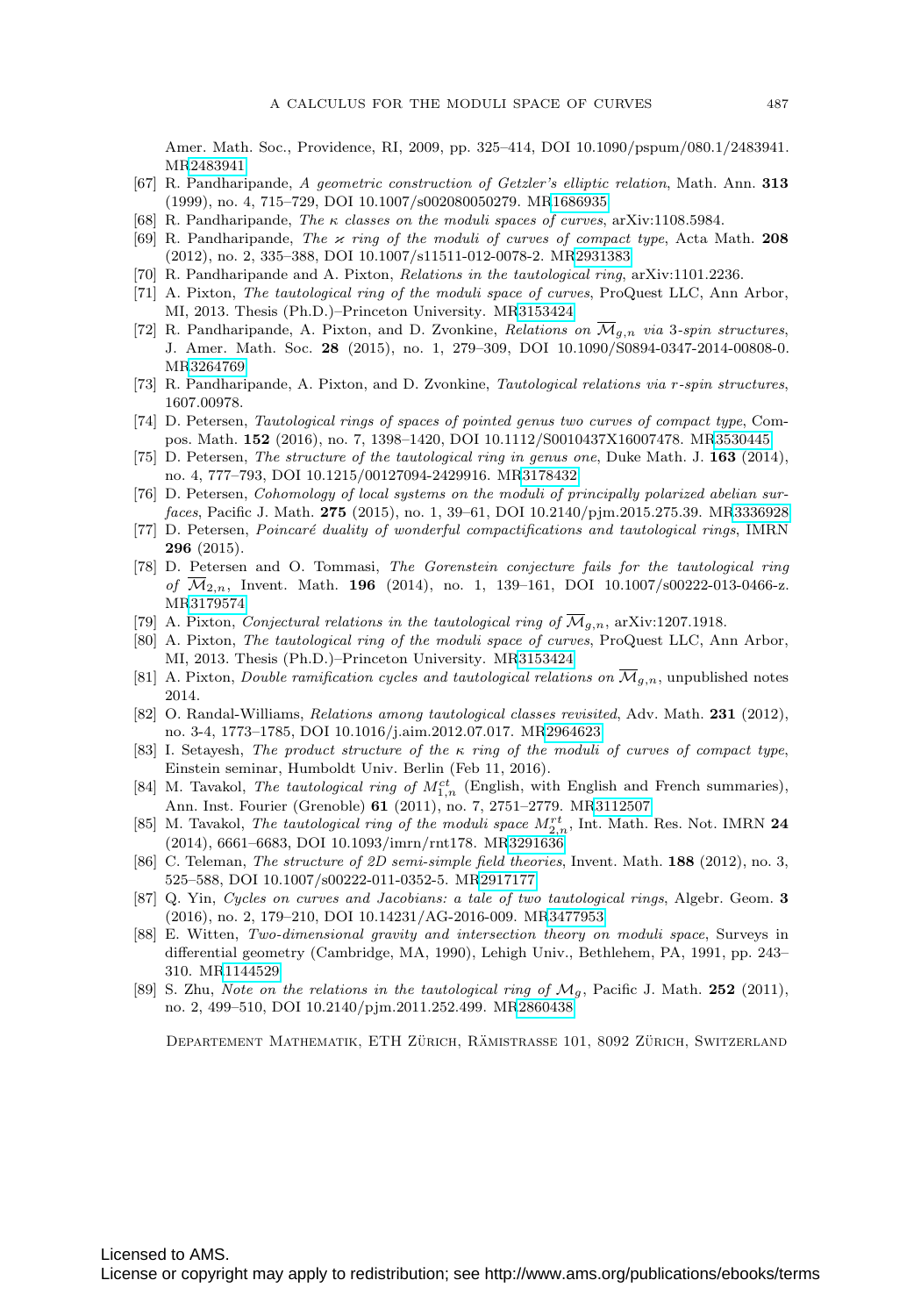Amer. Math. Soc., Providence, RI, 2009, pp. 325–414, DOI 10.1090/pspum/080.1/2483941. MR2483941

[67] R. Pandharipande, *A geometric construction of Getzler's elliptic relation*, Math. Ann. **313** (1999), no. 4, 715–729, DOI 10.1007/s002080050279. MR1686935

[68] R. Pandharipande, *The $\kappa$ classes on the moduli spaces of curves*, arXiv:1108.5984.

[69] R. Pandharipande, *The $\varkappa$ ring of the moduli of curves of compact type*, Acta Math. **208** (2012), no. 2, 335–388, DOI 10.1007/s11511-012-0078-2. MR2931383

[70] R. Pandharipande and A. Pixton, *Relations in the tautological ring*, arXiv:1101.2236.

[71] A. Pixton, *The tautological ring of the moduli space of curves*, ProQuest LLC, Ann Arbor, MI, 2013. Thesis (Ph.D.)–Princeton University. MR3153424

[72] R. Pandharipande, A. Pixton, and D. Zvonkine, *Relations on $\overline{\mathcal{M}}_{g,n}$ via 3-spin structures*, J. Amer. Math. Soc. **28** (2015), no. 1, 279–309, DOI 10.1090/S0894-0347-2014-00808-0. MR3264769

[73] R. Pandharipande, A. Pixton, and D. Zvonkine, *Tautological relations via r-spin structures*, 1607.00978.

[74] D. Petersen, *Tautological rings of spaces of pointed genus two curves of compact type*, Compos. Math. **152** (2016), no. 7, 1398–1420, DOI 10.1112/S0010437X16007478. MR3530445

[75] D. Petersen, *The structure of the tautological ring in genus one*, Duke Math. J. **163** (2014), no. 4, 777–793, DOI 10.1215/00127094-2429916. MR3178432

[76] D. Petersen, *Cohomology of local systems on the moduli of principally polarized abelian surfaces*, Pacific J. Math. **275** (2015), no. 1, 39–61, DOI 10.2140/pjm.2015.275.39. MR3336928

[77] D. Petersen, *Poincaré duality of wonderful compactifications and tautological rings*, IMRN **296** (2015).

[78] D. Petersen and O. Tommasi, *The Gorenstein conjecture fails for the tautological ring of $\overline{\mathcal{M}}_{2,n}$*, Invent. Math. **196** (2014), no. 1, 139–161, DOI 10.1007/s00222-013-0466-z. MR3179574

[79] A. Pixton, *Conjectural relations in the tautological ring of $\overline{\mathcal{M}}_{g,n}$*, arXiv:1207.1918.

[80] A. Pixton, *The tautological ring of the moduli space of curves*, ProQuest LLC, Ann Arbor, MI, 2013. Thesis (Ph.D.)–Princeton University. MR3153424

[81] A. Pixton, *Double ramification cycles and tautological relations on $\overline{\mathcal{M}}_{g,n}$*, unpublished notes 2014.

[82] O. Randal-Williams, *Relations among tautological classes revisited*, Adv. Math. **231** (2012), no. 3-4, 1773–1785, DOI 10.1016/j.aim.2012.07.017. MR2964623

[83] I. Setayesh, *The product structure of the $\kappa$ ring of the moduli of curves of compact type*, Einstein seminar, Humboldt Univ. Berlin (Feb 11, 2016).

[84] M. Tavakol, *The tautological ring of $M_{1,n}^{ct}$* (English, with English and French summaries), Ann. Inst. Fourier (Grenoble) **61** (2011), no. 7, 2751–2779. MR3112507

[85] M. Tavakol, *The tautological ring of the moduli space $M_{2,n}^{rt}$*, Int. Math. Res. Not. IMRN **24** (2014), 6661–6683, DOI 10.1093/imrn/rnt178. MR3291636

[86] C. Teleman, *The structure of 2D semi-simple field theories*, Invent. Math. **188** (2012), no. 3, 525–588, DOI 10.1007/s00222-011-0352-5. MR2917177

[87] Q. Yin, *Cycles on curves and Jacobians: a tale of two tautological rings*, Algebr. Geom. **3** (2016), no. 2, 179–210, DOI 10.14231/AG-2016-009. MR3477953

[88] E. Witten, *Two-dimensional gravity and intersection theory on moduli space*, Surveys in differential geometry (Cambridge, MA, 1990), Lehigh Univ., Bethlehem, PA, 1991, pp. 243–310. MR1144529

[89] S. Zhu, *Note on the relations in the tautological ring of $\mathcal{M}_g$*, Pacific J. Math. **252** (2011), no. 2, 499–510, DOI 10.2140/pjm.2011.252.499. MR2860438

Departement Mathematik, ETH Zürich, Rämistrasse 101, 8092 Zürich, Switzerland

Licensed to AMS.
License or copyright may apply to redistribution; see http://www.ams.org/publications/ebooks/terms